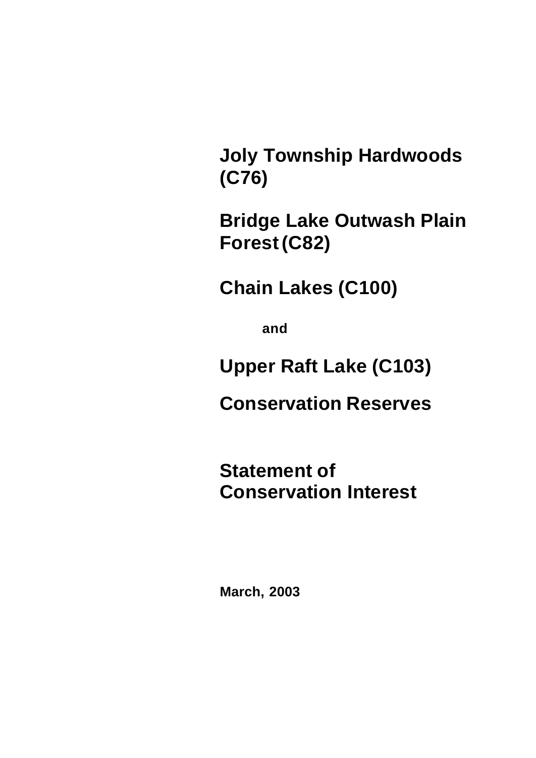# Joly Township Hardwoods (C76)

# Bridge Lake Outwash Plain Forest (C82)

# Chain Lakes (C100)

**and**

# Upper Raft Lake (C103)

# Conservation Reserves

# Statement of Conservation Interest

**March, 2003**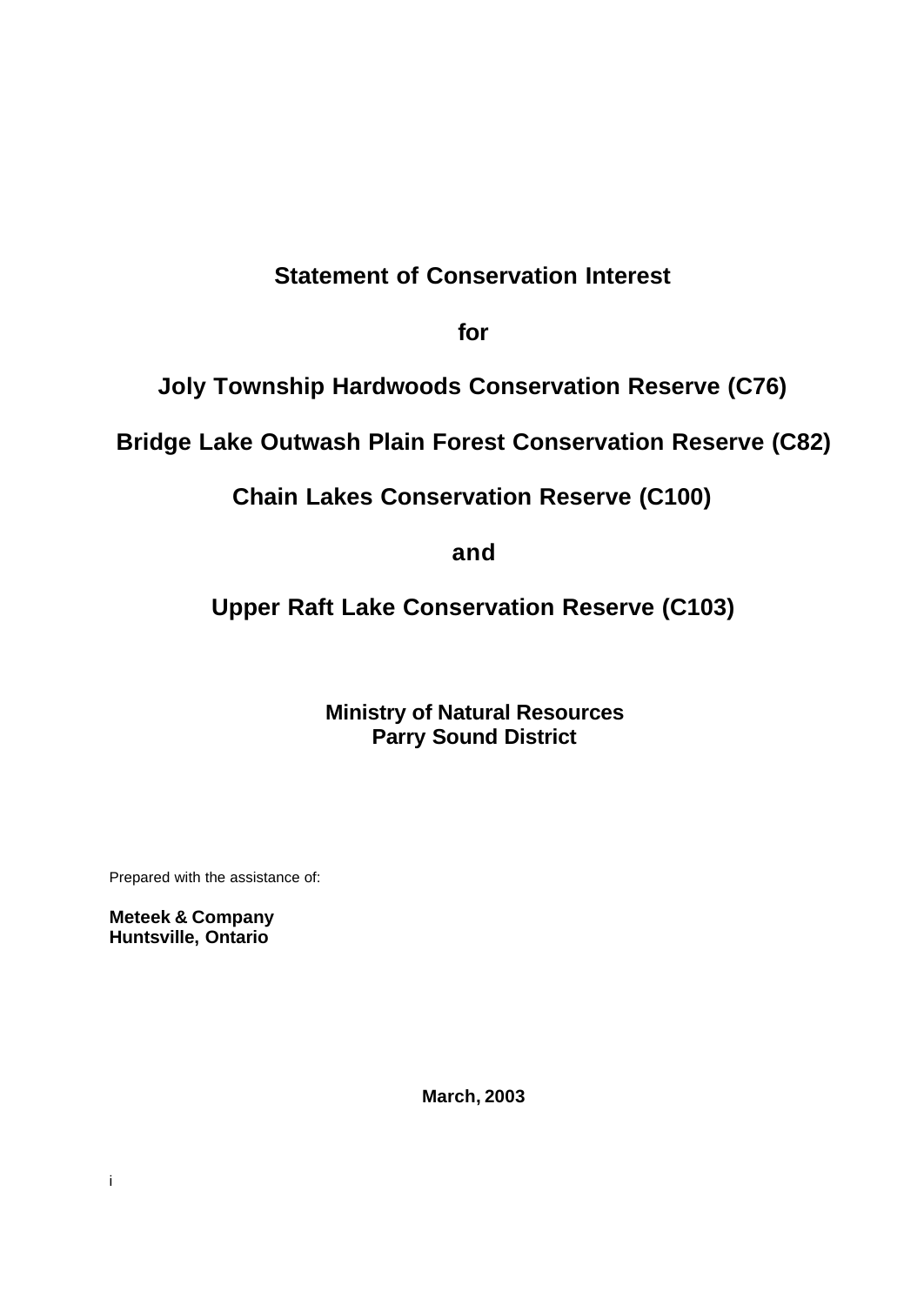# Statement of Conservation Interest

# for

# Joly Township Hardwoods Conservation Reserve (C76)

# Bridge Lake Outwash Plain Forest Conservation Reserve (C82)

# Chain Lakes Conservation Reserve (C100)

# and

# Upper Raft Lake Conservation Reserve (C103)

**Ministry of Natural Resources**
**Parry Sound District**

Prepared with the assistance of:

**Meteek & Company**
**Huntsville, Ontario**

**March, 2003**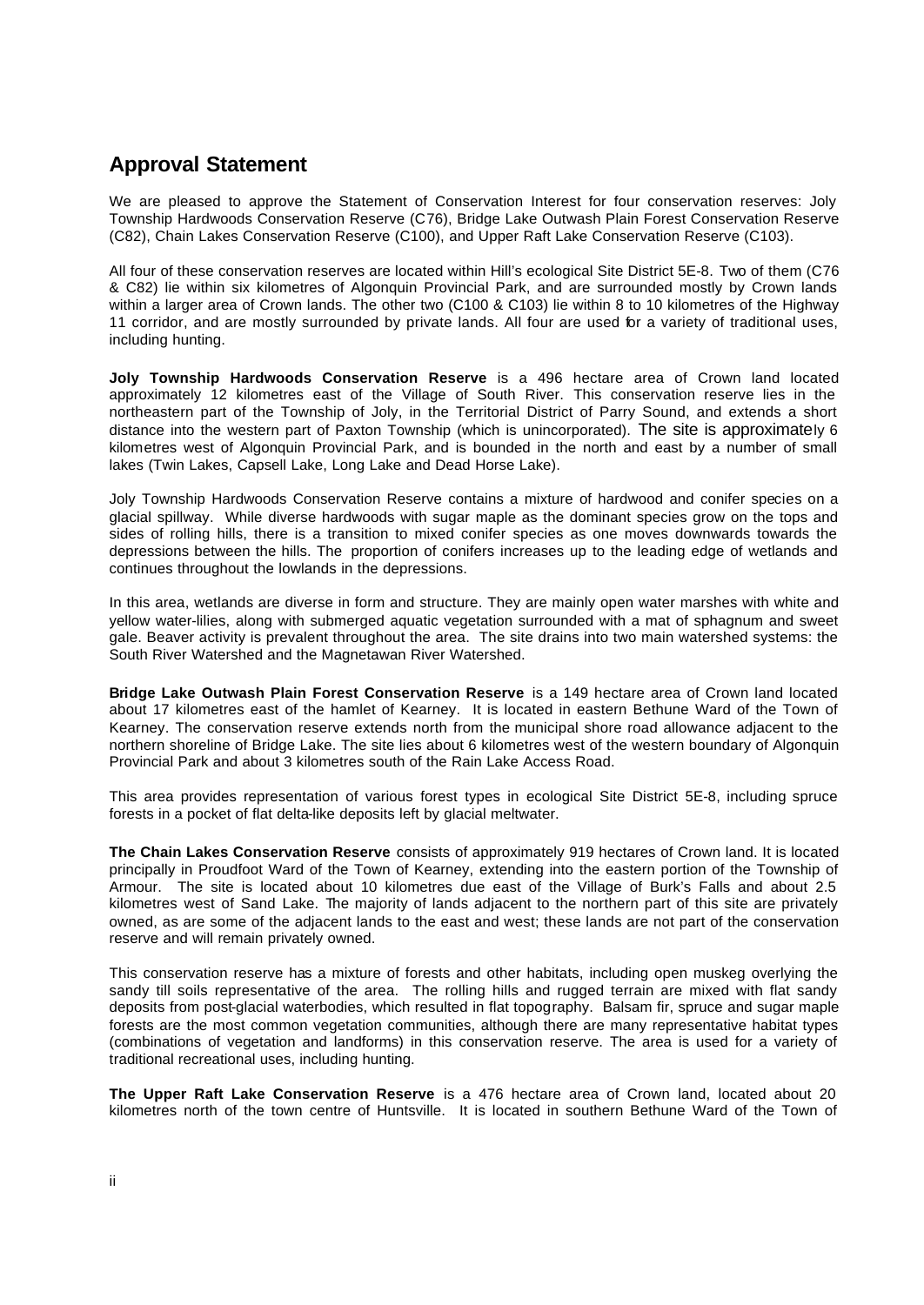## Approval Statement

We are pleased to approve the Statement of Conservation Interest for four conservation reserves: Joly Township Hardwoods Conservation Reserve (C76), Bridge Lake Outwash Plain Forest Conservation Reserve (C82), Chain Lakes Conservation Reserve (C100), and Upper Raft Lake Conservation Reserve (C103).

All four of these conservation reserves are located within Hill's ecological Site District 5E-8. Two of them (C76 & C82) lie within six kilometres of Algonquin Provincial Park, and are surrounded mostly by Crown lands within a larger area of Crown lands. The other two (C100 & C103) lie within 8 to 10 kilometres of the Highway 11 corridor, and are mostly surrounded by private lands. All four are used for a variety of traditional uses, including hunting.

**Joly Township Hardwoods Conservation Reserve** is a 496 hectare area of Crown land located approximately 12 kilometres east of the Village of South River. This conservation reserve lies in the northeastern part of the Township of Joly, in the Territorial District of Parry Sound, and extends a short distance into the western part of Paxton Township (which is unincorporated). The site is approximately 6 kilometres west of Algonquin Provincial Park, and is bounded in the north and east by a number of small lakes (Twin Lakes, Capsell Lake, Long Lake and Dead Horse Lake).

Joly Township Hardwoods Conservation Reserve contains a mixture of hardwood and conifer species on a glacial spillway. While diverse hardwoods with sugar maple as the dominant species grow on the tops and sides of rolling hills, there is a transition to mixed conifer species as one moves downwards towards the depressions between the hills. The proportion of conifers increases up to the leading edge of wetlands and continues throughout the lowlands in the depressions.

In this area, wetlands are diverse in form and structure. They are mainly open water marshes with white and yellow water-lilies, along with submerged aquatic vegetation surrounded with a mat of sphagnum and sweet gale. Beaver activity is prevalent throughout the area. The site drains into two main watershed systems: the South River Watershed and the Magnetawan River Watershed.

**Bridge Lake Outwash Plain Forest Conservation Reserve** is a 149 hectare area of Crown land located about 17 kilometres east of the hamlet of Kearney. It is located in eastern Bethune Ward of the Town of Kearney. The conservation reserve extends north from the municipal shore road allowance adjacent to the northern shoreline of Bridge Lake. The site lies about 6 kilometres west of the western boundary of Algonquin Provincial Park and about 3 kilometres south of the Rain Lake Access Road.

This area provides representation of various forest types in ecological Site District 5E-8, including spruce forests in a pocket of flat delta-like deposits left by glacial meltwater.

**The Chain Lakes Conservation Reserve** consists of approximately 919 hectares of Crown land. It is located principally in Proudfoot Ward of the Town of Kearney, extending into the eastern portion of the Township of Armour. The site is located about 10 kilometres due east of the Village of Burk's Falls and about 2.5 kilometres west of Sand Lake. The majority of lands adjacent to the northern part of this site are privately owned, as are some of the adjacent lands to the east and west; these lands are not part of the conservation reserve and will remain privately owned.

This conservation reserve has a mixture of forests and other habitats, including open muskeg overlying the sandy till soils representative of the area. The rolling hills and rugged terrain are mixed with flat sandy deposits from post-glacial waterbodies, which resulted in flat topography. Balsam fir, spruce and sugar maple forests are the most common vegetation communities, although there are many representative habitat types (combinations of vegetation and landforms) in this conservation reserve. The area is used for a variety of traditional recreational uses, including hunting.

**The Upper Raft Lake Conservation Reserve** is a 476 hectare area of Crown land, located about 20 kilometres north of the town centre of Huntsville. It is located in southern Bethune Ward of the Town of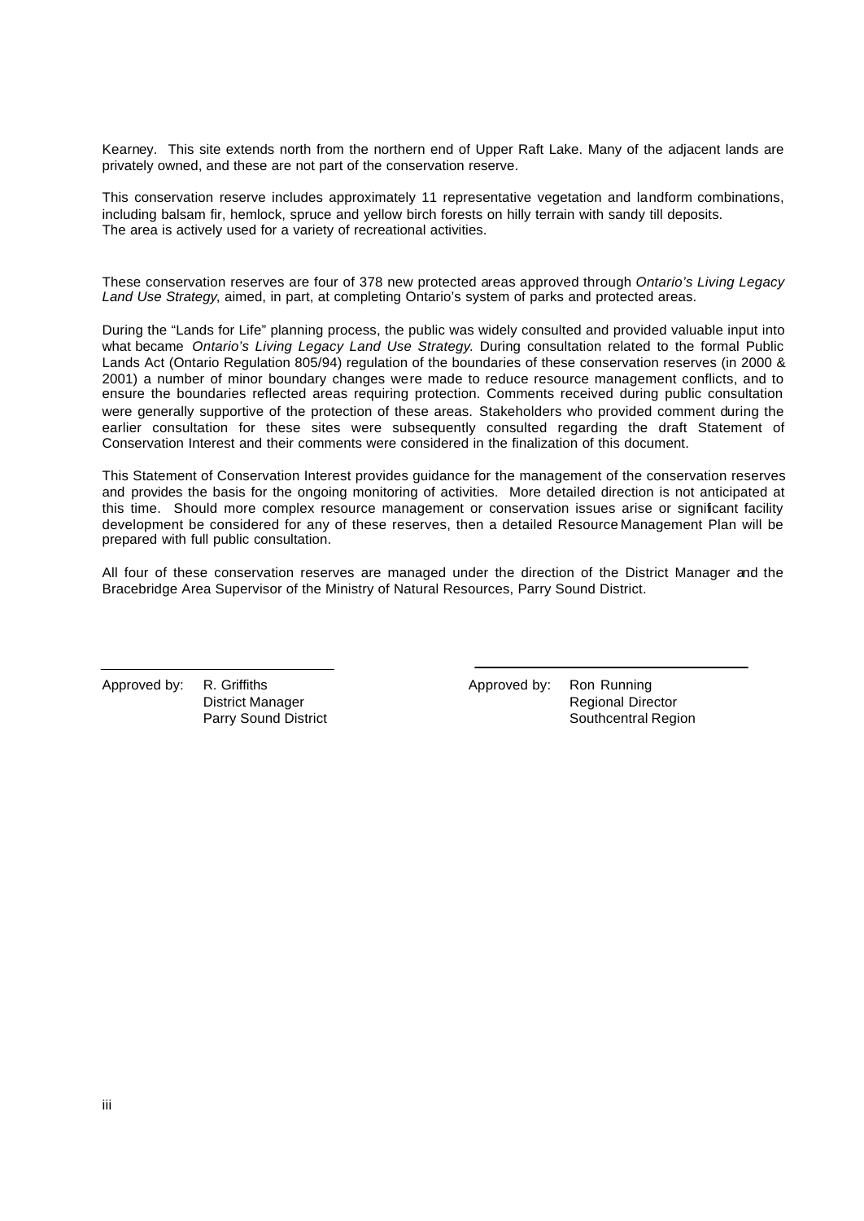Kearney. This site extends north from the northern end of Upper Raft Lake. Many of the adjacent lands are privately owned, and these are not part of the conservation reserve.

This conservation reserve includes approximately 11 representative vegetation and landform combinations, including balsam fir, hemlock, spruce and yellow birch forests on hilly terrain with sandy till deposits. The area is actively used for a variety of recreational activities.

These conservation reserves are four of 378 new protected areas approved through *Ontario's Living Legacy Land Use Strategy*, aimed, in part, at completing Ontario's system of parks and protected areas.

During the "Lands for Life" planning process, the public was widely consulted and provided valuable input into what became *Ontario's Living Legacy Land Use Strategy*. During consultation related to the formal Public Lands Act (Ontario Regulation 805/94) regulation of the boundaries of these conservation reserves (in 2000 & 2001) a number of minor boundary changes were made to reduce resource management conflicts, and to ensure the boundaries reflected areas requiring protection. Comments received during public consultation were generally supportive of the protection of these areas. Stakeholders who provided comment during the earlier consultation for these sites were subsequently consulted regarding the draft Statement of Conservation Interest and their comments were considered in the finalization of this document.

This Statement of Conservation Interest provides guidance for the management of the conservation reserves and provides the basis for the ongoing monitoring of activities. More detailed direction is not anticipated at this time. Should more complex resource management or conservation issues arise or significant facility development be considered for any of these reserves, then a detailed Resource Management Plan will be prepared with full public consultation.

All four of these conservation reserves are managed under the direction of the District Manager and the Bracebridge Area Supervisor of the Ministry of Natural Resources, Parry Sound District.

Approved by: R. Griffiths
District Manager
Parry Sound District

Approved by: Ron Running
Regional Director
Southcentral Region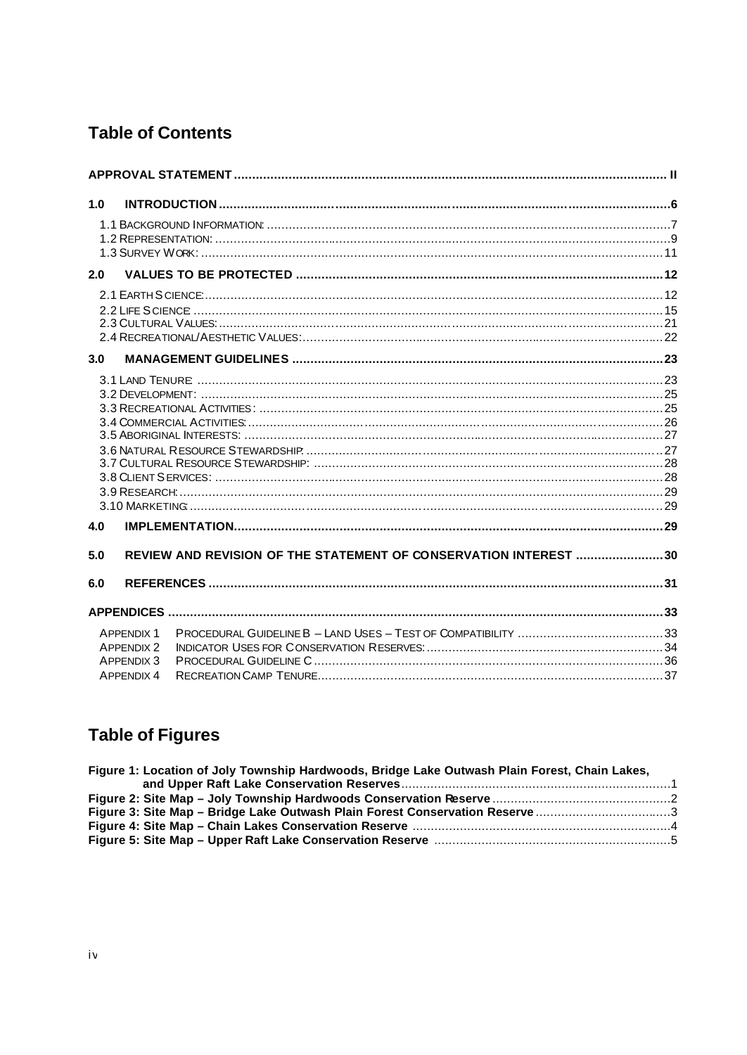## Table of Contents

| | | |
|---|---|---|
| **APPROVAL STATEMENT** | | **II** |
| **1.0** | **INTRODUCTION** | **6** |
| | 1.1 Background Information: | 7 |
| | 1.2 Representation: | 9 |
| | 1.3 Survey Work: | 11 |
| **2.0** | **VALUES TO BE PROTECTED** | **12** |
| | 2.1 Earth Science: | 12 |
| | 2.2 Life Science | 15 |
| | 2.3 Cultural Values: | 21 |
| | 2.4 Recreational/Aesthetic Values: | 22 |
| **3.0** | **MANAGEMENT GUIDELINES** | **23** |
| | 3.1 Land Tenure: | 23 |
| | 3.2 Development: | 25 |
| | 3.3 Recreational Activities: | 25 |
| | 3.4 Commercial Activities: | 26 |
| | 3.5 Aboriginal Interests: | 27 |
| | 3.6 Natural Resource Stewardship: | 27 |
| | 3.7 Cultural Resource Stewardship: | 28 |
| | 3.8 Client Services: | 28 |
| | 3.9 Research: | 29 |
| | 3.10 Marketing: | 29 |
| **4.0** | **IMPLEMENTATION** | **29** |
| **5.0** | **REVIEW AND REVISION OF THE STATEMENT OF CONSERVATION INTEREST** | **30** |
| **6.0** | **REFERENCES** | **31** |
| **APPENDICES** | | **33** |
| Appendix 1 | Procedural Guideline B – Land Uses – Test of Compatibility | 33 |
| Appendix 2 | Indicator Uses for Conservation Reserves: | 34 |
| Appendix 3 | Procedural Guideline C | 36 |
| Appendix 4 | Recreation Camp Tenure | 37 |

## Table of Figures

| | |
|---|---|
| **Figure 1: Location of Joly Township Hardwoods, Bridge Lake Outwash Plain Forest, Chain Lakes, and Upper Raft Lake Conservation Reserves** | 1 |
| **Figure 2: Site Map – Joly Township Hardwoods Conservation Reserve** | 2 |
| **Figure 3: Site Map – Bridge Lake Outwash Plain Forest Conservation Reserve** | 3 |
| **Figure 4: Site Map – Chain Lakes Conservation Reserve** | 4 |
| **Figure 5: Site Map – Upper Raft Lake Conservation Reserve** | 5 |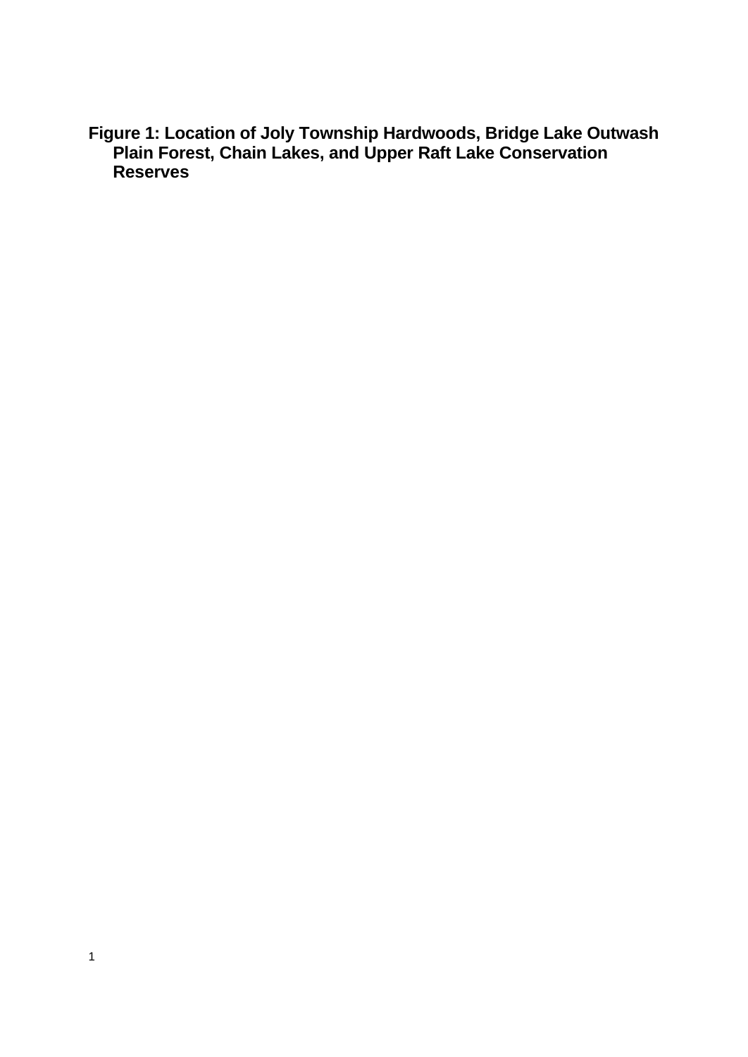**Figure 1: Location of Joly Township Hardwoods, Bridge Lake Outwash Plain Forest, Chain Lakes, and Upper Raft Lake Conservation Reserves**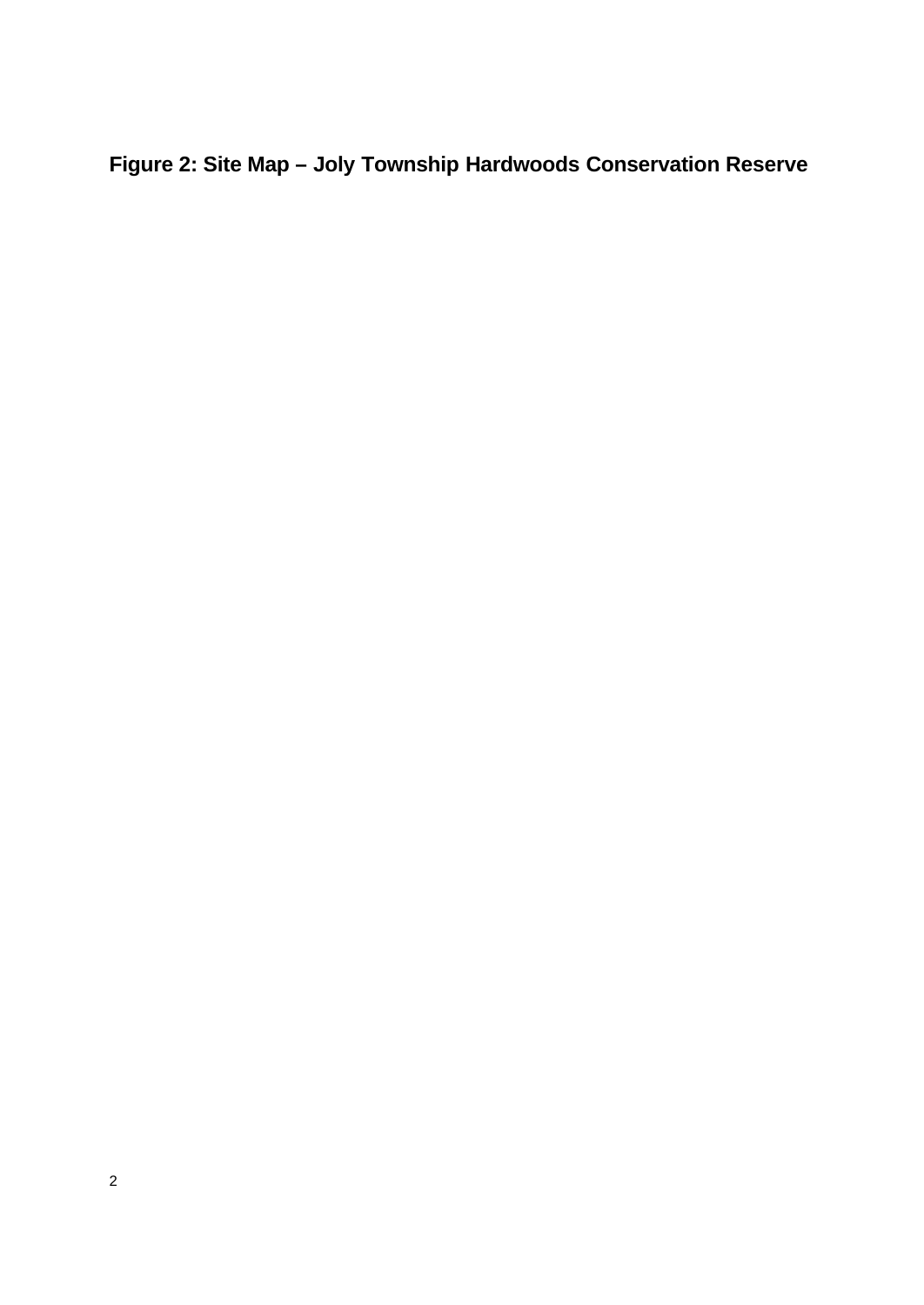**Figure 2: Site Map – Joly Township Hardwoods Conservation Reserve**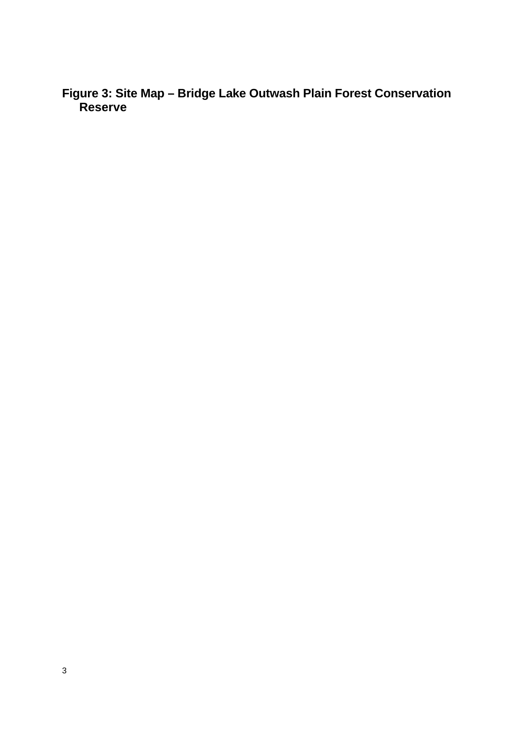**Figure 3: Site Map – Bridge Lake Outwash Plain Forest Conservation Reserve**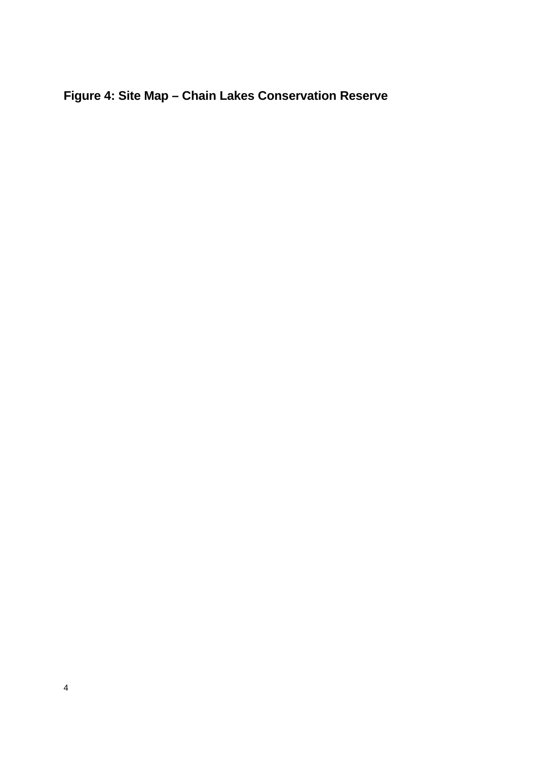**Figure 4: Site Map – Chain Lakes Conservation Reserve**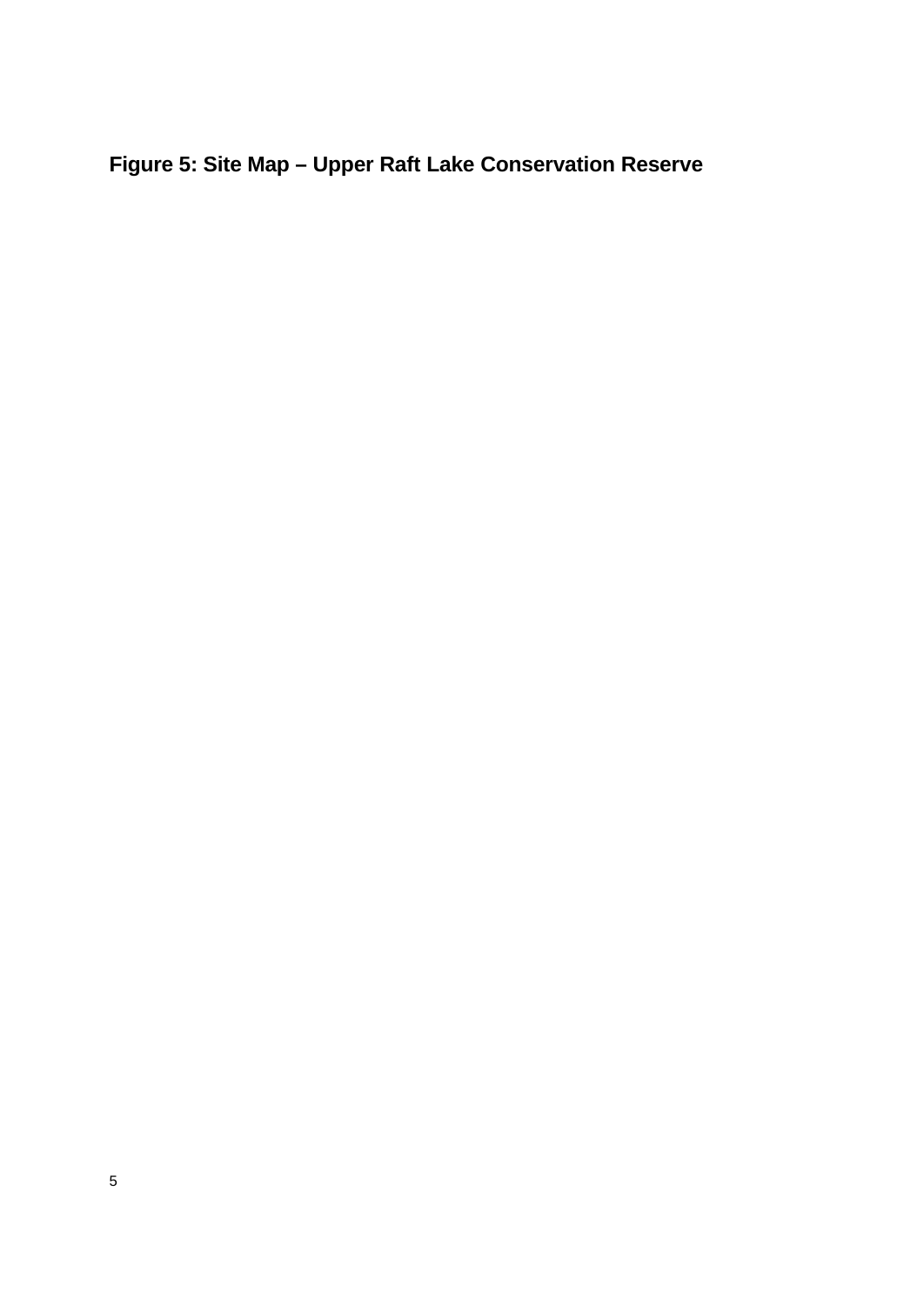**Figure 5: Site Map – Upper Raft Lake Conservation Reserve**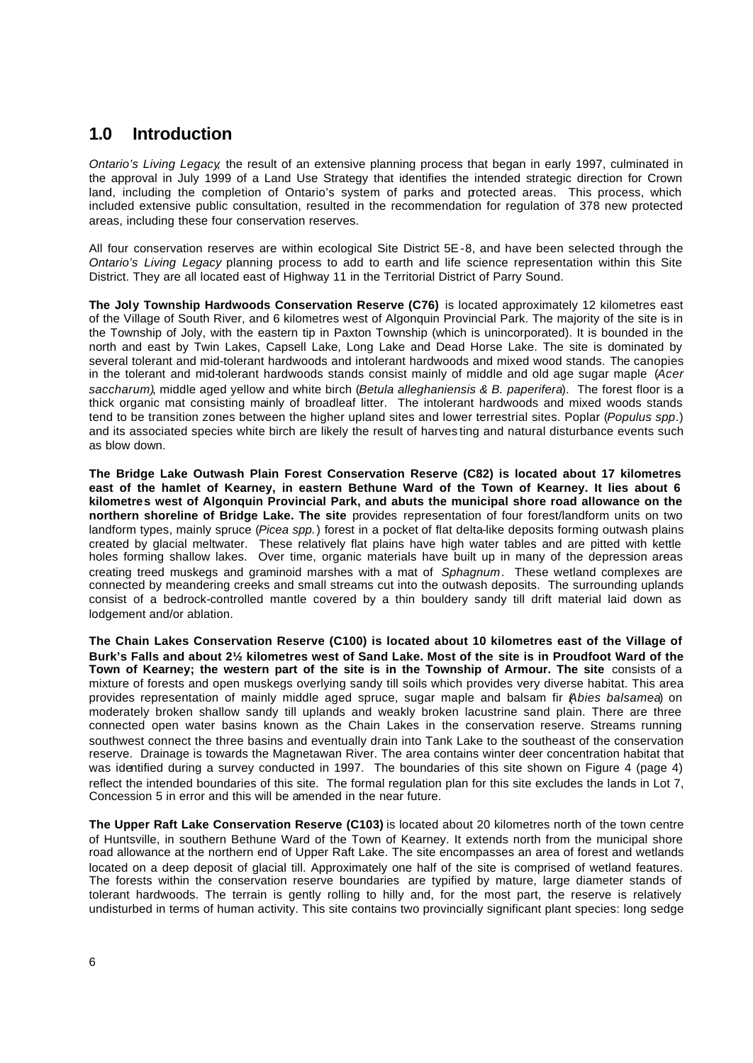## 1.0 Introduction

*Ontario's Living Legacy*, the result of an extensive planning process that began in early 1997, culminated in the approval in July 1999 of a Land Use Strategy that identifies the intended strategic direction for Crown land, including the completion of Ontario's system of parks and protected areas. This process, which included extensive public consultation, resulted in the recommendation for regulation of 378 new protected areas, including these four conservation reserves.

All four conservation reserves are within ecological Site District 5E-8, and have been selected through the *Ontario's Living Legacy* planning process to add to earth and life science representation within this Site District. They are all located east of Highway 11 in the Territorial District of Parry Sound.

**The Joly Township Hardwoods Conservation Reserve (C76)** is located approximately 12 kilometres east of the Village of South River, and 6 kilometres west of Algonquin Provincial Park. The majority of the site is in the Township of Joly, with the eastern tip in Paxton Township (which is unincorporated). It is bounded in the north and east by Twin Lakes, Capsell Lake, Long Lake and Dead Horse Lake. The site is dominated by several tolerant and mid-tolerant hardwoods and intolerant hardwoods and mixed wood stands. The canopies in the tolerant and mid-tolerant hardwoods stands consist mainly of middle and old age sugar maple (*Acer saccharum*), middle aged yellow and white birch (*Betula alleghaniensis & B. paperifera*). The forest floor is a thick organic mat consisting mainly of broadleaf litter. The intolerant hardwoods and mixed woods stands tend to be transition zones between the higher upland sites and lower terrestrial sites. Poplar (*Populus spp*.) and its associated species white birch are likely the result of harvesting and natural disturbance events such as blow down.

**The Bridge Lake Outwash Plain Forest Conservation Reserve (C82) is located about 17 kilometres east of the hamlet of Kearney, in eastern Bethune Ward of the Town of Kearney. It lies about 6 kilometres west of Algonquin Provincial Park, and abuts the municipal shore road allowance on the northern shoreline of Bridge Lake. The site** provides representation of four forest/landform units on two landform types, mainly spruce (*Picea spp.*) forest in a pocket of flat delta-like deposits forming outwash plains created by glacial meltwater. These relatively flat plains have high water tables and are pitted with kettle holes forming shallow lakes. Over time, organic materials have built up in many of the depression areas creating treed muskegs and graminoid marshes with a mat of *Sphagnum*. These wetland complexes are connected by meandering creeks and small streams cut into the outwash deposits. The surrounding uplands consist of a bedrock-controlled mantle covered by a thin bouldery sandy till drift material laid down as lodgement and/or ablation.

**The Chain Lakes Conservation Reserve (C100) is located about 10 kilometres east of the Village of Burk's Falls and about 2½ kilometres west of Sand Lake. Most of the site is in Proudfoot Ward of the Town of Kearney; the western part of the site is in the Township of Armour. The site** consists of a mixture of forests and open muskegs overlying sandy till soils which provides very diverse habitat. This area provides representation of mainly middle aged spruce, sugar maple and balsam fir (*Abies balsamea*) on moderately broken shallow sandy till uplands and weakly broken lacustrine sand plain. There are three connected open water basins known as the Chain Lakes in the conservation reserve. Streams running southwest connect the three basins and eventually drain into Tank Lake to the southeast of the conservation reserve. Drainage is towards the Magnetawan River. The area contains winter deer concentration habitat that was identified during a survey conducted in 1997. The boundaries of this site shown on Figure 4 (page 4) reflect the intended boundaries of this site. The formal regulation plan for this site excludes the lands in Lot 7, Concession 5 in error and this will be amended in the near future.

**The Upper Raft Lake Conservation Reserve (C103)** is located about 20 kilometres north of the town centre of Huntsville, in southern Bethune Ward of the Town of Kearney. It extends north from the municipal shore road allowance at the northern end of Upper Raft Lake. The site encompasses an area of forest and wetlands located on a deep deposit of glacial till. Approximately one half of the site is comprised of wetland features. The forests within the conservation reserve boundaries are typified by mature, large diameter stands of tolerant hardwoods. The terrain is gently rolling to hilly and, for the most part, the reserve is relatively undisturbed in terms of human activity. This site contains two provincially significant plant species: long sedge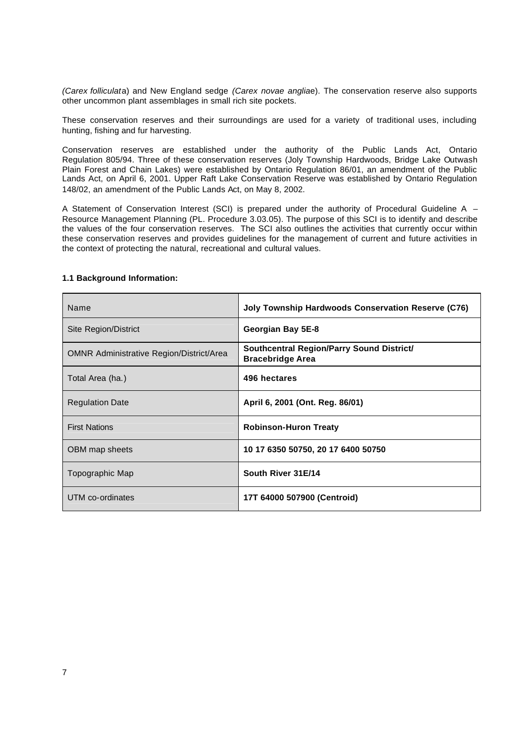*(Carex folliculata)* and New England sedge *(Carex novae angliae)*. The conservation reserve also supports other uncommon plant assemblages in small rich site pockets.

These conservation reserves and their surroundings are used for a variety of traditional uses, including hunting, fishing and fur harvesting.

Conservation reserves are established under the authority of the Public Lands Act, Ontario Regulation 805/94. Three of these conservation reserves (Joly Township Hardwoods, Bridge Lake Outwash Plain Forest and Chain Lakes) were established by Ontario Regulation 86/01, an amendment of the Public Lands Act, on April 6, 2001. Upper Raft Lake Conservation Reserve was established by Ontario Regulation 148/02, an amendment of the Public Lands Act, on May 8, 2002.

A Statement of Conservation Interest (SCI) is prepared under the authority of Procedural Guideline A – Resource Management Planning (PL. Procedure 3.03.05). The purpose of this SCI is to identify and describe the values of the four conservation reserves. The SCI also outlines the activities that currently occur within these conservation reserves and provides guidelines for the management of current and future activities in the context of protecting the natural, recreational and cultural values.

**1.1 Background Information:**

| Name | **Joly Township Hardwoods Conservation Reserve (C76)** |
|---|---|
| Site Region/District | **Georgian Bay 5E-8** |
| OMNR Administrative Region/District/Area | **Southcentral Region/Parry Sound District/ Bracebridge Area** |
| Total Area (ha.) | **496 hectares** |
| Regulation Date | **April 6, 2001 (Ont. Reg. 86/01)** |
| First Nations | **Robinson-Huron Treaty** |
| OBM map sheets | **10 17 6350 50750, 20 17 6400 50750** |
| Topographic Map | **South River 31E/14** |
| UTM co-ordinates | **17T 64000 507900 (Centroid)** |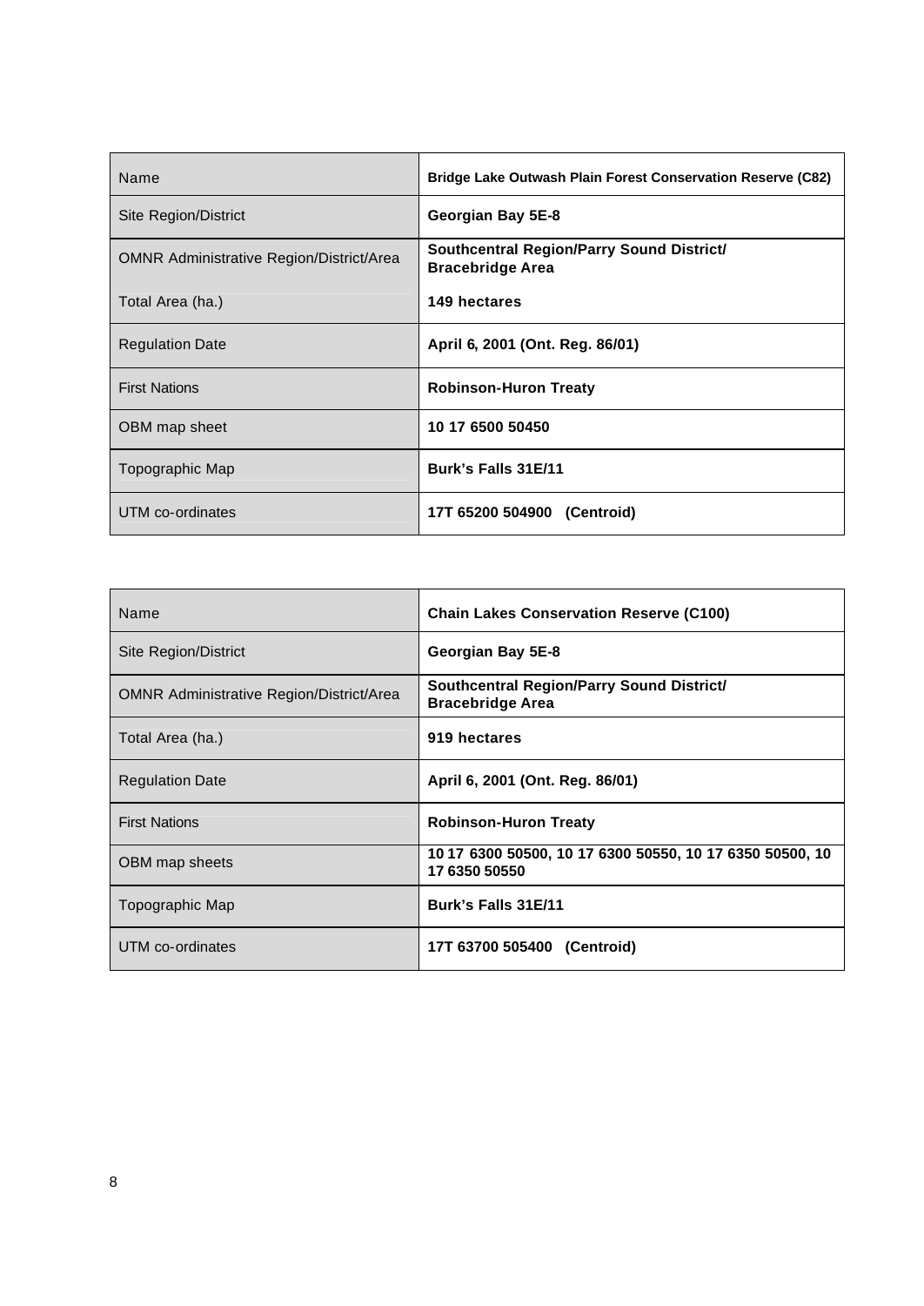| Name | Bridge Lake Outwash Plain Forest Conservation Reserve (C82) |
|---|---|
| Site Region/District | Georgian Bay 5E-8 |
| OMNR Administrative Region/District/Area | Southcentral Region/Parry Sound District/ Bracebridge Area |
| Total Area (ha.) | 149 hectares |
| Regulation Date | April 6, 2001 (Ont. Reg. 86/01) |
| First Nations | Robinson-Huron Treaty |
| OBM map sheet | 10 17 6500 50450 |
| Topographic Map | Burk's Falls 31E/11 |
| UTM co-ordinates | 17T 65200 504900 (Centroid) |

| Name | Chain Lakes Conservation Reserve (C100) |
|---|---|
| Site Region/District | Georgian Bay 5E-8 |
| OMNR Administrative Region/District/Area | Southcentral Region/Parry Sound District/ Bracebridge Area |
| Total Area (ha.) | 919 hectares |
| Regulation Date | April 6, 2001 (Ont. Reg. 86/01) |
| First Nations | Robinson-Huron Treaty |
| OBM map sheets | 10 17 6300 50500, 10 17 6300 50550, 10 17 6350 50500, 10 17 6350 50550 |
| Topographic Map | Burk's Falls 31E/11 |
| UTM co-ordinates | 17T 63700 505400 (Centroid) |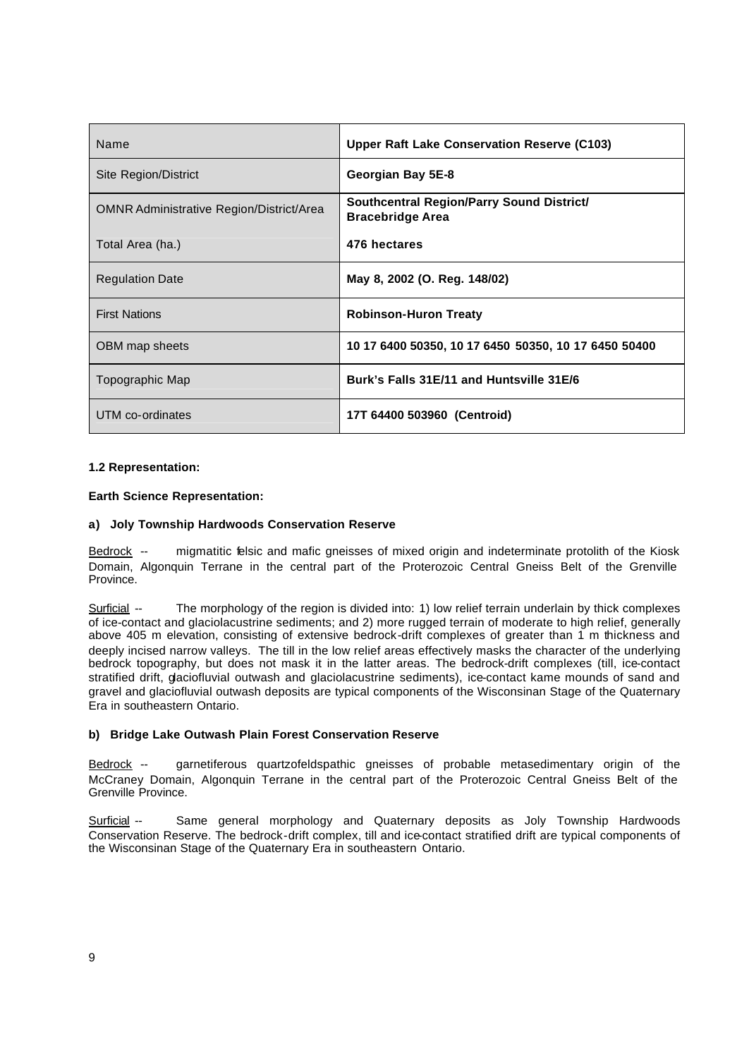| Name | **Upper Raft Lake Conservation Reserve (C103)** |
|---|---|
| Site Region/District | **Georgian Bay 5E-8** |
| OMNR Administrative Region/District/Area | **Southcentral Region/Parry Sound District/ Bracebridge Area** |
| Total Area (ha.) | **476 hectares** |
| Regulation Date | **May 8, 2002 (O. Reg. 148/02)** |
| First Nations | **Robinson-Huron Treaty** |
| OBM map sheets | **10 17 6400 50350, 10 17 6450 50350, 10 17 6450 50400** |
| Topographic Map | **Burk's Falls 31E/11 and Huntsville 31E/6** |
| UTM co-ordinates | **17T 64400 503960 (Centroid)** |

**1.2 Representation:**

**Earth Science Representation:**

**a) Joly Township Hardwoods Conservation Reserve**

Bedrock -- migmatitic felsic and mafic gneisses of mixed origin and indeterminate protolith of the Kiosk Domain, Algonquin Terrane in the central part of the Proterozoic Central Gneiss Belt of the Grenville Province.

Surficial -- The morphology of the region is divided into: 1) low relief terrain underlain by thick complexes of ice-contact and glaciolacustrine sediments; and 2) more rugged terrain of moderate to high relief, generally above 405 m elevation, consisting of extensive bedrock-drift complexes of greater than 1 m thickness and deeply incised narrow valleys. The till in the low relief areas effectively masks the character of the underlying bedrock topography, but does not mask it in the latter areas. The bedrock-drift complexes (till, ice-contact stratified drift, glaciofluvial outwash and glaciolacustrine sediments), ice-contact kame mounds of sand and gravel and glaciofluvial outwash deposits are typical components of the Wisconsinan Stage of the Quaternary Era in southeastern Ontario.

**b) Bridge Lake Outwash Plain Forest Conservation Reserve**

Bedrock -- garnetiferous quartzofeldspathic gneisses of probable metasedimentary origin of the McCraney Domain, Algonquin Terrane in the central part of the Proterozoic Central Gneiss Belt of the Grenville Province.

Surficial -- Same general morphology and Quaternary deposits as Joly Township Hardwoods Conservation Reserve. The bedrock-drift complex, till and ice-contact stratified drift are typical components of the Wisconsinan Stage of the Quaternary Era in southeastern Ontario.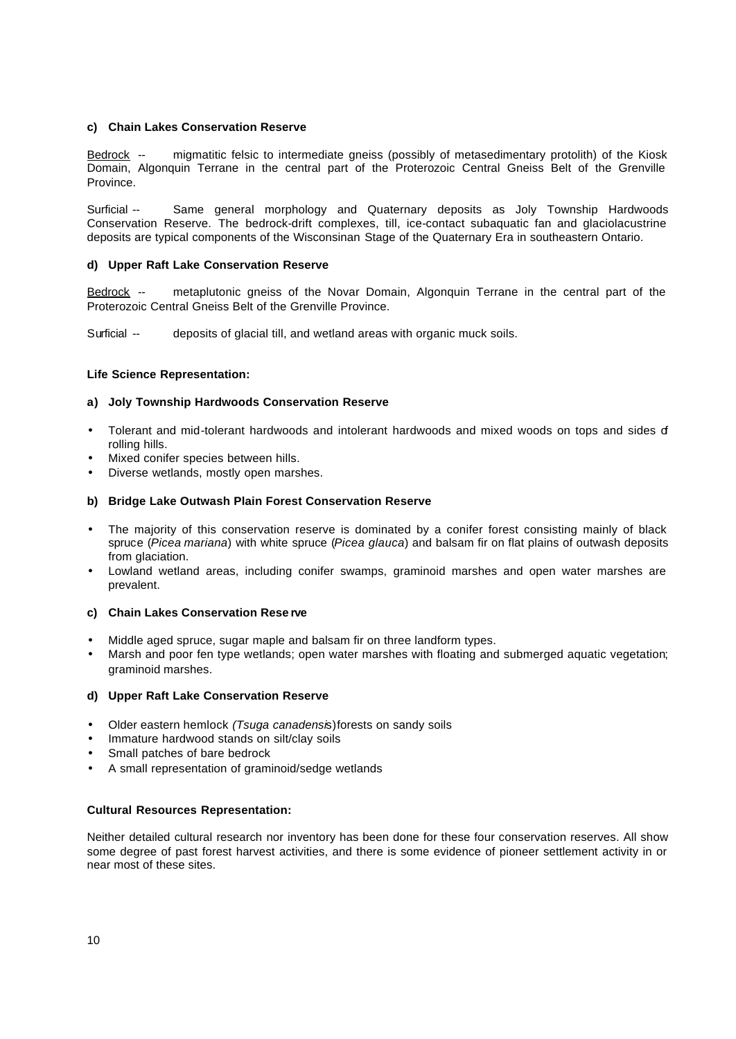**c) Chain Lakes Conservation Reserve**

Bedrock -- migmatitic felsic to intermediate gneiss (possibly of metasedimentary protolith) of the Kiosk Domain, Algonquin Terrane in the central part of the Proterozoic Central Gneiss Belt of the Grenville Province.

Surficial -- Same general morphology and Quaternary deposits as Joly Township Hardwoods Conservation Reserve. The bedrock-drift complexes, till, ice-contact subaquatic fan and glaciolacustrine deposits are typical components of the Wisconsinan Stage of the Quaternary Era in southeastern Ontario.

**d) Upper Raft Lake Conservation Reserve**

Bedrock -- metaplutonic gneiss of the Novar Domain, Algonquin Terrane in the central part of the Proterozoic Central Gneiss Belt of the Grenville Province.

Surficial -- deposits of glacial till, and wetland areas with organic muck soils.

**Life Science Representation:**

**a) Joly Township Hardwoods Conservation Reserve**

- Tolerant and mid-tolerant hardwoods and intolerant hardwoods and mixed woods on tops and sides of rolling hills.
- Mixed conifer species between hills.
- Diverse wetlands, mostly open marshes.

**b) Bridge Lake Outwash Plain Forest Conservation Reserve**

- The majority of this conservation reserve is dominated by a conifer forest consisting mainly of black spruce (*Picea mariana*) with white spruce (*Picea glauca*) and balsam fir on flat plains of outwash deposits from glaciation.
- Lowland wetland areas, including conifer swamps, graminoid marshes and open water marshes are prevalent.

**c) Chain Lakes Conservation Reserve**

- Middle aged spruce, sugar maple and balsam fir on three landform types.
- Marsh and poor fen type wetlands; open water marshes with floating and submerged aquatic vegetation; graminoid marshes.

**d) Upper Raft Lake Conservation Reserve**

- Older eastern hemlock *(Tsuga canadensis)* forests on sandy soils
- Immature hardwood stands on silt/clay soils
- Small patches of bare bedrock
- A small representation of graminoid/sedge wetlands

**Cultural Resources Representation:**

Neither detailed cultural research nor inventory has been done for these four conservation reserves. All show some degree of past forest harvest activities, and there is some evidence of pioneer settlement activity in or near most of these sites.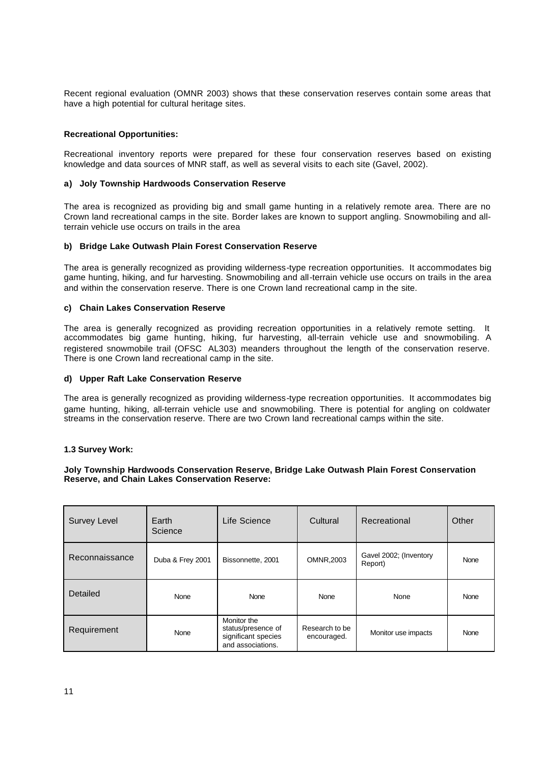Recent regional evaluation (OMNR 2003) shows that these conservation reserves contain some areas that have a high potential for cultural heritage sites.

**Recreational Opportunities:**

Recreational inventory reports were prepared for these four conservation reserves based on existing knowledge and data sources of MNR staff, as well as several visits to each site (Gavel, 2002).

**a) Joly Township Hardwoods Conservation Reserve**

The area is recognized as providing big and small game hunting in a relatively remote area. There are no Crown land recreational camps in the site. Border lakes are known to support angling. Snowmobiling and all-terrain vehicle use occurs on trails in the area

**b) Bridge Lake Outwash Plain Forest Conservation Reserve**

The area is generally recognized as providing wilderness-type recreation opportunities. It accommodates big game hunting, hiking, and fur harvesting. Snowmobiling and all-terrain vehicle use occurs on trails in the area and within the conservation reserve. There is one Crown land recreational camp in the site.

**c) Chain Lakes Conservation Reserve**

The area is generally recognized as providing recreation opportunities in a relatively remote setting. It accommodates big game hunting, hiking, fur harvesting, all-terrain vehicle use and snowmobiling. A registered snowmobile trail (OFSC AL303) meanders throughout the length of the conservation reserve. There is one Crown land recreational camp in the site.

**d) Upper Raft Lake Conservation Reserve**

The area is generally recognized as providing wilderness-type recreation opportunities. It accommodates big game hunting, hiking, all-terrain vehicle use and snowmobiling. There is potential for angling on coldwater streams in the conservation reserve. There are two Crown land recreational camps within the site.

**1.3 Survey Work:**

**Joly Township Hardwoods Conservation Reserve, Bridge Lake Outwash Plain Forest Conservation Reserve, and Chain Lakes Conservation Reserve:**

| Survey Level | Earth Science | Life Science | Cultural | Recreational | Other |
|---|---|---|---|---|---|
| Reconnaissance | Duba & Frey 2001 | Bissonnette, 2001 | OMNR,2003 | Gavel 2002; (Inventory Report) | None |
| Detailed | None | None | None | None | None |
| Requirement | None | Monitor the status/presence of significant species and associations. | Research to be encouraged. | Monitor use impacts | None |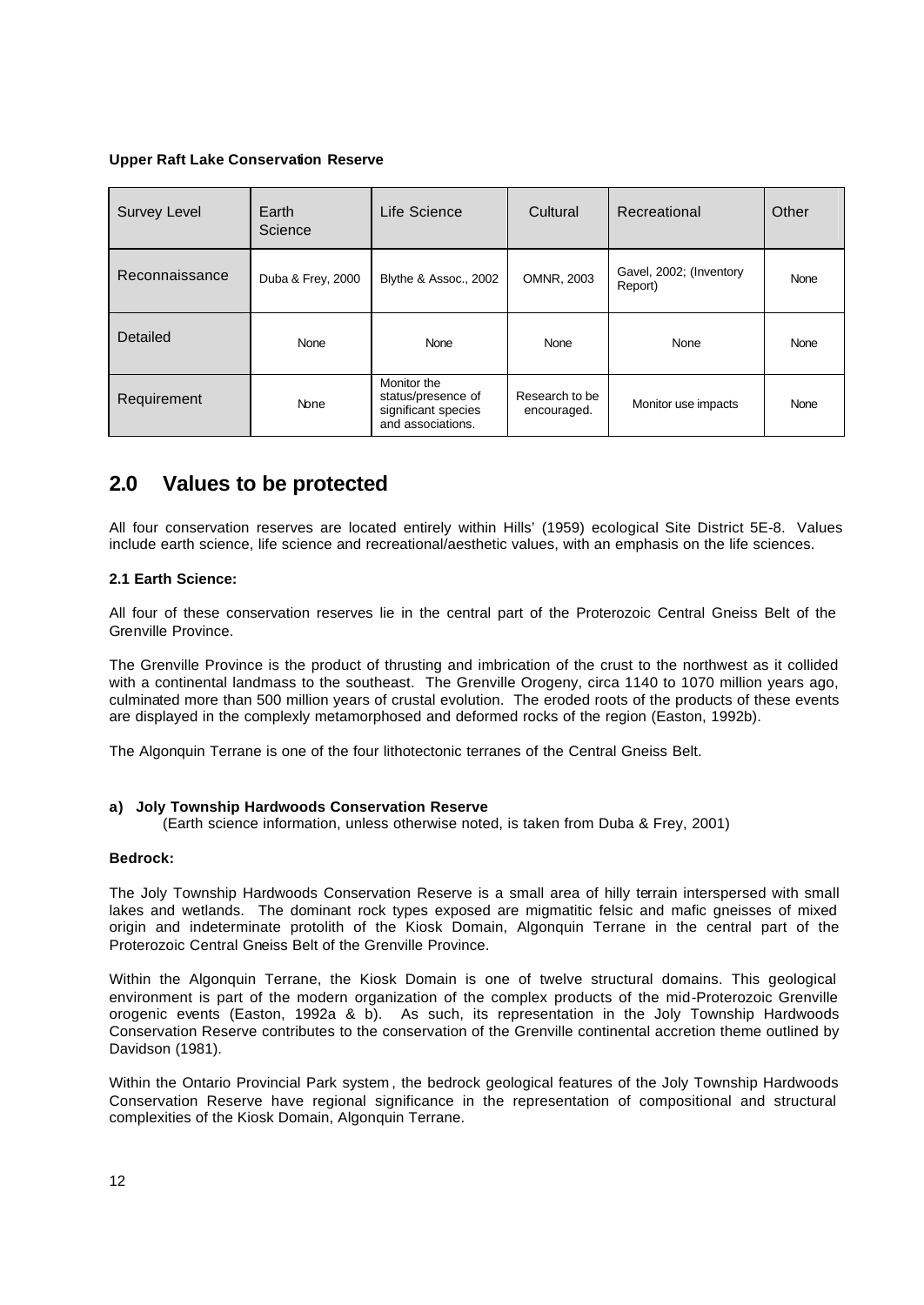**Upper Raft Lake Conservation Reserve**

| Survey Level | Earth Science | Life Science | Cultural | Recreational | Other |
|---|---|---|---|---|---|
| Reconnaissance | Duba & Frey, 2000 | Blythe & Assoc., 2002 | OMNR, 2003 | Gavel, 2002; (Inventory Report) | None |
| Detailed | None | None | None | None | None |
| Requirement | None | Monitor the status/presence of significant species and associations. | Research to be encouraged. | Monitor use impacts | None |

## 2.0 Values to be protected

All four conservation reserves are located entirely within Hills' (1959) ecological Site District 5E-8. Values include earth science, life science and recreational/aesthetic values, with an emphasis on the life sciences.

### 2.1 Earth Science:

All four of these conservation reserves lie in the central part of the Proterozoic Central Gneiss Belt of the Grenville Province.

The Grenville Province is the product of thrusting and imbrication of the crust to the northwest as it collided with a continental landmass to the southeast. The Grenville Orogeny, circa 1140 to 1070 million years ago, culminated more than 500 million years of crustal evolution. The eroded roots of the products of these events are displayed in the complexly metamorphosed and deformed rocks of the region (Easton, 1992b).

The Algonquin Terrane is one of the four lithotectonic terranes of the Central Gneiss Belt.

#### a) Joly Township Hardwoods Conservation Reserve

(Earth science information, unless otherwise noted, is taken from Duba & Frey, 2001)

**Bedrock:**

The Joly Township Hardwoods Conservation Reserve is a small area of hilly terrain interspersed with small lakes and wetlands. The dominant rock types exposed are migmatitic felsic and mafic gneisses of mixed origin and indeterminate protolith of the Kiosk Domain, Algonquin Terrane in the central part of the Proterozoic Central Gneiss Belt of the Grenville Province.

Within the Algonquin Terrane, the Kiosk Domain is one of twelve structural domains. This geological environment is part of the modern organization of the complex products of the mid-Proterozoic Grenville orogenic events (Easton, 1992a & b). As such, its representation in the Joly Township Hardwoods Conservation Reserve contributes to the conservation of the Grenville continental accretion theme outlined by Davidson (1981).

Within the Ontario Provincial Park system, the bedrock geological features of the Joly Township Hardwoods Conservation Reserve have regional significance in the representation of compositional and structural complexities of the Kiosk Domain, Algonquin Terrane.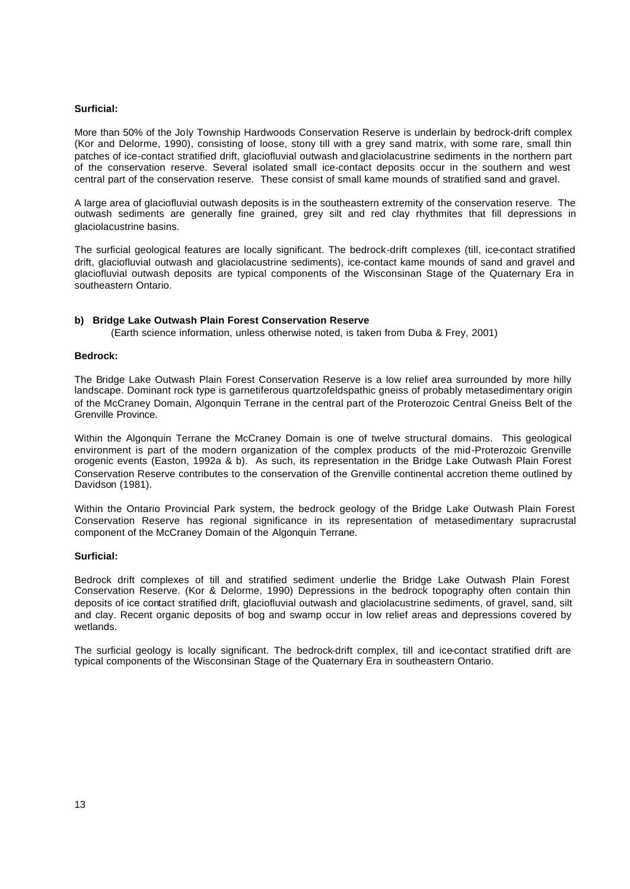**Surficial:**

More than 50% of the Joly Township Hardwoods Conservation Reserve is underlain by bedrock-drift complex (Kor and Delorme, 1990), consisting of loose, stony till with a grey sand matrix, with some rare, small thin patches of ice-contact stratified drift, glaciofluvial outwash and glaciolacustrine sediments in the northern part of the conservation reserve. Several isolated small ice-contact deposits occur in the southern and west central part of the conservation reserve. These consist of small kame mounds of stratified sand and gravel.

A large area of glaciofluvial outwash deposits is in the southeastern extremity of the conservation reserve. The outwash sediments are generally fine grained, grey silt and red clay rhythmites that fill depressions in glaciolacustrine basins.

The surficial geological features are locally significant. The bedrock-drift complexes (till, ice-contact stratified drift, glaciofluvial outwash and glaciolacustrine sediments), ice-contact kame mounds of sand and gravel and glaciofluvial outwash deposits are typical components of the Wisconsinan Stage of the Quaternary Era in southeastern Ontario.

**b) Bridge Lake Outwash Plain Forest Conservation Reserve**

(Earth science information, unless otherwise noted, is taken from Duba & Frey, 2001)

**Bedrock:**

The Bridge Lake Outwash Plain Forest Conservation Reserve is a low relief area surrounded by more hilly landscape. Dominant rock type is garnetiferous quartzofeldspathic gneiss of probably metasedimentary origin of the McCraney Domain, Algonquin Terrane in the central part of the Proterozoic Central Gneiss Belt of the Grenville Province.

Within the Algonquin Terrane the McCraney Domain is one of twelve structural domains. This geological environment is part of the modern organization of the complex products of the mid-Proterozoic Grenville orogenic events (Easton, 1992a & b). As such, its representation in the Bridge Lake Outwash Plain Forest Conservation Reserve contributes to the conservation of the Grenville continental accretion theme outlined by Davidson (1981).

Within the Ontario Provincial Park system, the bedrock geology of the Bridge Lake Outwash Plain Forest Conservation Reserve has regional significance in its representation of metasedimentary supracrustal component of the McCraney Domain of the Algonquin Terrane.

**Surficial:**

Bedrock drift complexes of till and stratified sediment underlie the Bridge Lake Outwash Plain Forest Conservation Reserve. (Kor & Delorme, 1990) Depressions in the bedrock topography often contain thin deposits of ice contact stratified drift, glaciofluvial outwash and glaciolacustrine sediments, of gravel, sand, silt and clay. Recent organic deposits of bog and swamp occur in low relief areas and depressions covered by wetlands.

The surficial geology is locally significant. The bedrock-drift complex, till and ice-contact stratified drift are typical components of the Wisconsinan Stage of the Quaternary Era in southeastern Ontario.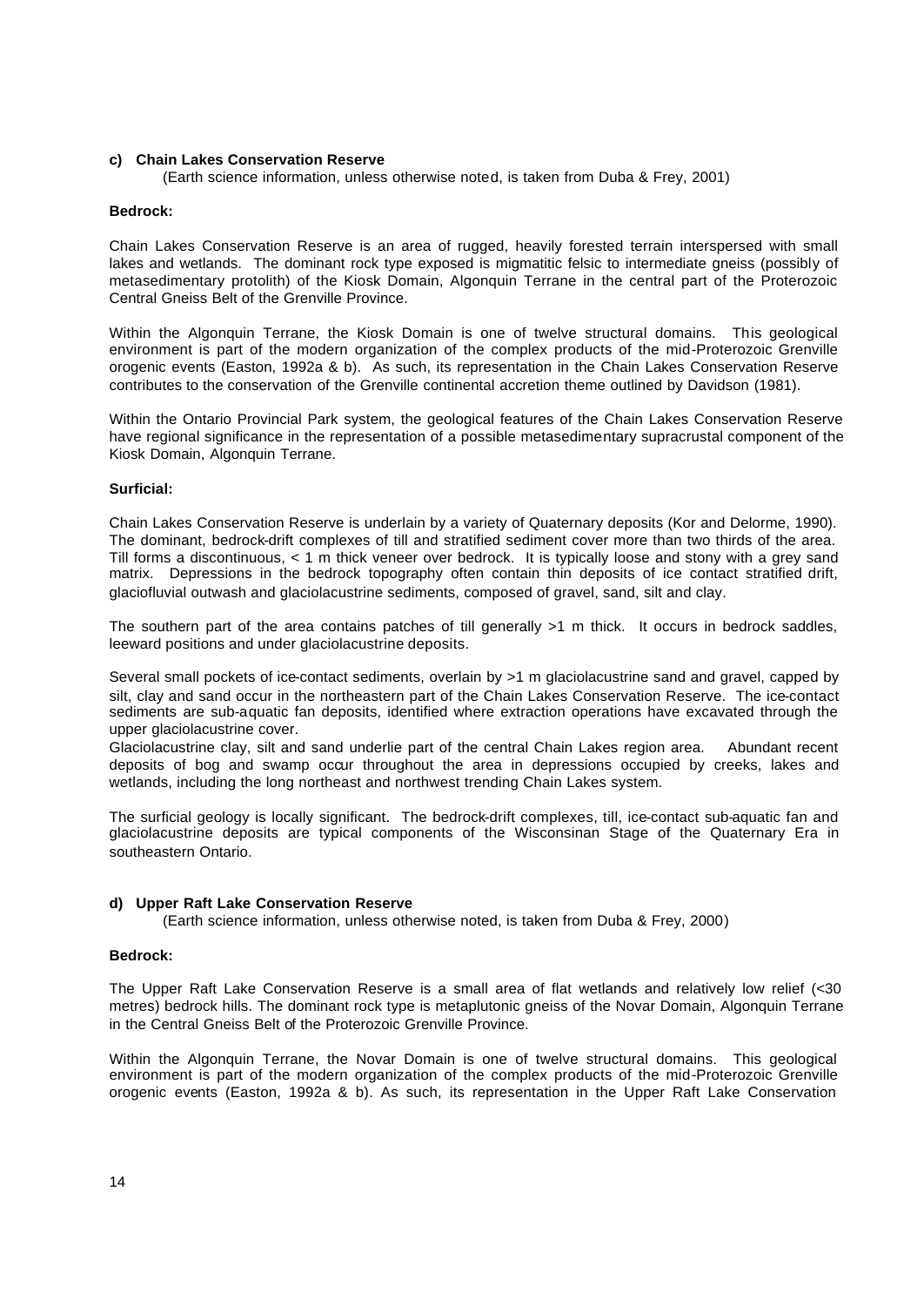### c) Chain Lakes Conservation Reserve

(Earth science information, unless otherwise noted, is taken from Duba & Frey, 2001)

**Bedrock:**

Chain Lakes Conservation Reserve is an area of rugged, heavily forested terrain interspersed with small lakes and wetlands. The dominant rock type exposed is migmatitic felsic to intermediate gneiss (possibly of metasedimentary protolith) of the Kiosk Domain, Algonquin Terrane in the central part of the Proterozoic Central Gneiss Belt of the Grenville Province.

Within the Algonquin Terrane, the Kiosk Domain is one of twelve structural domains. This geological environment is part of the modern organization of the complex products of the mid-Proterozoic Grenville orogenic events (Easton, 1992a & b). As such, its representation in the Chain Lakes Conservation Reserve contributes to the conservation of the Grenville continental accretion theme outlined by Davidson (1981).

Within the Ontario Provincial Park system, the geological features of the Chain Lakes Conservation Reserve have regional significance in the representation of a possible metasedimentary supracrustal component of the Kiosk Domain, Algonquin Terrane.

**Surficial:**

Chain Lakes Conservation Reserve is underlain by a variety of Quaternary deposits (Kor and Delorme, 1990). The dominant, bedrock-drift complexes of till and stratified sediment cover more than two thirds of the area. Till forms a discontinuous, < 1 m thick veneer over bedrock. It is typically loose and stony with a grey sand matrix. Depressions in the bedrock topography often contain thin deposits of ice contact stratified drift, glaciofluvial outwash and glaciolacustrine sediments, composed of gravel, sand, silt and clay.

The southern part of the area contains patches of till generally >1 m thick. It occurs in bedrock saddles, leeward positions and under glaciolacustrine deposits.

Several small pockets of ice-contact sediments, overlain by >1 m glaciolacustrine sand and gravel, capped by silt, clay and sand occur in the northeastern part of the Chain Lakes Conservation Reserve. The ice-contact sediments are sub-aquatic fan deposits, identified where extraction operations have excavated through the upper glaciolacustrine cover.

Glaciolacustrine clay, silt and sand underlie part of the central Chain Lakes region area. Abundant recent deposits of bog and swamp occur throughout the area in depressions occupied by creeks, lakes and wetlands, including the long northeast and northwest trending Chain Lakes system.

The surficial geology is locally significant. The bedrock-drift complexes, till, ice-contact sub-aquatic fan and glaciolacustrine deposits are typical components of the Wisconsinan Stage of the Quaternary Era in southeastern Ontario.

### d) Upper Raft Lake Conservation Reserve

(Earth science information, unless otherwise noted, is taken from Duba & Frey, 2000)

**Bedrock:**

The Upper Raft Lake Conservation Reserve is a small area of flat wetlands and relatively low relief (<30 metres) bedrock hills. The dominant rock type is metaplutonic gneiss of the Novar Domain, Algonquin Terrane in the Central Gneiss Belt of the Proterozoic Grenville Province.

Within the Algonquin Terrane, the Novar Domain is one of twelve structural domains. This geological environment is part of the modern organization of the complex products of the mid-Proterozoic Grenville orogenic events (Easton, 1992a & b). As such, its representation in the Upper Raft Lake Conservation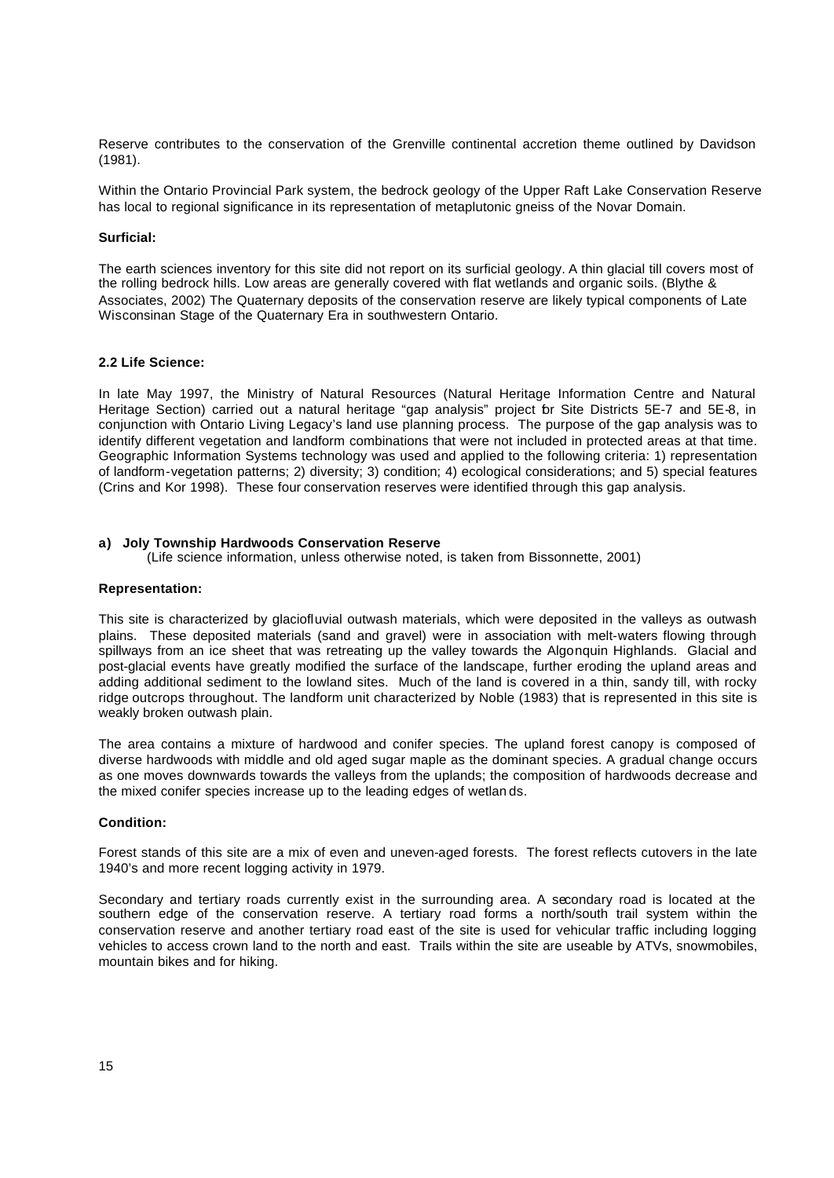Reserve contributes to the conservation of the Grenville continental accretion theme outlined by Davidson (1981).

Within the Ontario Provincial Park system, the bedrock geology of the Upper Raft Lake Conservation Reserve has local to regional significance in its representation of metaplutonic gneiss of the Novar Domain.

**Surficial:**

The earth sciences inventory for this site did not report on its surficial geology. A thin glacial till covers most of the rolling bedrock hills. Low areas are generally covered with flat wetlands and organic soils. (Blythe & Associates, 2002) The Quaternary deposits of the conservation reserve are likely typical components of Late Wisconsinan Stage of the Quaternary Era in southwestern Ontario.

### 2.2 Life Science:

In late May 1997, the Ministry of Natural Resources (Natural Heritage Information Centre and Natural Heritage Section) carried out a natural heritage "gap analysis" project for Site Districts 5E-7 and 5E-8, in conjunction with Ontario Living Legacy's land use planning process. The purpose of the gap analysis was to identify different vegetation and landform combinations that were not included in protected areas at that time. Geographic Information Systems technology was used and applied to the following criteria: 1) representation of landform-vegetation patterns; 2) diversity; 3) condition; 4) ecological considerations; and 5) special features (Crins and Kor 1998). These four conservation reserves were identified through this gap analysis.

#### a) Joly Township Hardwoods Conservation Reserve

(Life science information, unless otherwise noted, is taken from Bissonnette, 2001)

**Representation:**

This site is characterized by glaciofluvial outwash materials, which were deposited in the valleys as outwash plains. These deposited materials (sand and gravel) were in association with melt-waters flowing through spillways from an ice sheet that was retreating up the valley towards the Algonquin Highlands. Glacial and post-glacial events have greatly modified the surface of the landscape, further eroding the upland areas and adding additional sediment to the lowland sites. Much of the land is covered in a thin, sandy till, with rocky ridge outcrops throughout. The landform unit characterized by Noble (1983) that is represented in this site is weakly broken outwash plain.

The area contains a mixture of hardwood and conifer species. The upland forest canopy is composed of diverse hardwoods with middle and old aged sugar maple as the dominant species. A gradual change occurs as one moves downwards towards the valleys from the uplands; the composition of hardwoods decrease and the mixed conifer species increase up to the leading edges of wetlands.

**Condition:**

Forest stands of this site are a mix of even and uneven-aged forests. The forest reflects cutovers in the late 1940's and more recent logging activity in 1979.

Secondary and tertiary roads currently exist in the surrounding area. A secondary road is located at the southern edge of the conservation reserve. A tertiary road forms a north/south trail system within the conservation reserve and another tertiary road east of the site is used for vehicular traffic including logging vehicles to access crown land to the north and east. Trails within the site are useable by ATVs, snowmobiles, mountain bikes and for hiking.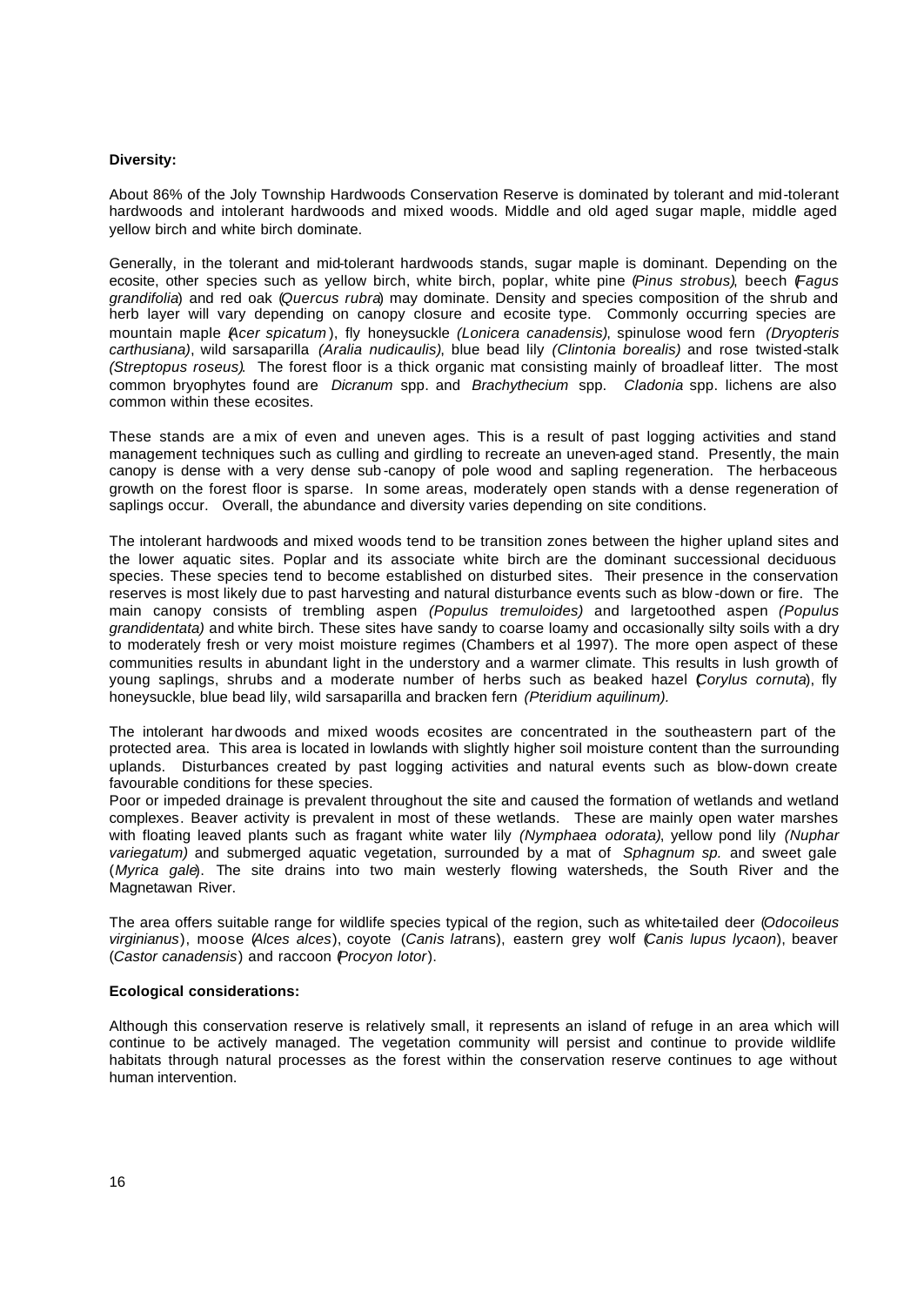**Diversity:**

About 86% of the Joly Township Hardwoods Conservation Reserve is dominated by tolerant and mid-tolerant hardwoods and intolerant hardwoods and mixed woods. Middle and old aged sugar maple, middle aged yellow birch and white birch dominate.

Generally, in the tolerant and mid-tolerant hardwoods stands, sugar maple is dominant. Depending on the ecosite, other species such as yellow birch, white birch, poplar, white pine (*Pinus strobus*), beech (*Fagus grandifolia*) and red oak (*Quercus rubra*) may dominate. Density and species composition of the shrub and herb layer will vary depending on canopy closure and ecosite type. Commonly occurring species are mountain maple (*Acer spicatum*), fly honeysuckle *(Lonicera canadensis)*, spinulose wood fern *(Dryopteris carthusiana)*, wild sarsaparilla *(Aralia nudicaulis)*, blue bead lily *(Clintonia borealis)* and rose twisted-stalk *(Streptopus roseus)*. The forest floor is a thick organic mat consisting mainly of broadleaf litter. The most common bryophytes found are *Dicranum* spp. and *Brachythecium* spp. *Cladonia* spp. lichens are also common within these ecosites.

These stands are a mix of even and uneven ages. This is a result of past logging activities and stand management techniques such as culling and girdling to recreate an uneven-aged stand. Presently, the main canopy is dense with a very dense sub-canopy of pole wood and sapling regeneration. The herbaceous growth on the forest floor is sparse. In some areas, moderately open stands with a dense regeneration of saplings occur. Overall, the abundance and diversity varies depending on site conditions.

The intolerant hardwoods and mixed woods tend to be transition zones between the higher upland sites and the lower aquatic sites. Poplar and its associate white birch are the dominant successional deciduous species. These species tend to become established on disturbed sites. Their presence in the conservation reserves is most likely due to past harvesting and natural disturbance events such as blow-down or fire. The main canopy consists of trembling aspen *(Populus tremuloides)* and largetoothed aspen *(Populus grandidentata)* and white birch. These sites have sandy to coarse loamy and occasionally silty soils with a dry to moderately fresh or very moist moisture regimes (Chambers et al 1997). The more open aspect of these communities results in abundant light in the understory and a warmer climate. This results in lush growth of young saplings, shrubs and a moderate number of herbs such as beaked hazel (*Corylus cornuta*), fly honeysuckle, blue bead lily, wild sarsaparilla and bracken fern *(Pteridium aquilinum).*

The intolerant hardwoods and mixed woods ecosites are concentrated in the southeastern part of the protected area. This area is located in lowlands with slightly higher soil moisture content than the surrounding uplands. Disturbances created by past logging activities and natural events such as blow-down create favourable conditions for these species.
Poor or impeded drainage is prevalent throughout the site and caused the formation of wetlands and wetland complexes. Beaver activity is prevalent in most of these wetlands. These are mainly open water marshes with floating leaved plants such as fragant white water lily *(Nymphaea odorata)*, yellow pond lily *(Nuphar variegatum)* and submerged aquatic vegetation, surrounded by a mat of *Sphagnum sp.* and sweet gale (*Myrica gale*). The site drains into two main westerly flowing watersheds, the South River and the Magnetawan River.

The area offers suitable range for wildlife species typical of the region, such as white-tailed deer (*Odocoileus virginianus*), moose (*Alces alces*), coyote (*Canis latrans*), eastern grey wolf (*Canis lupus lycaon*), beaver (*Castor canadensis*) and raccoon (*Procyon lotor*).

**Ecological considerations:**

Although this conservation reserve is relatively small, it represents an island of refuge in an area which will continue to be actively managed. The vegetation community will persist and continue to provide wildlife habitats through natural processes as the forest within the conservation reserve continues to age without human intervention.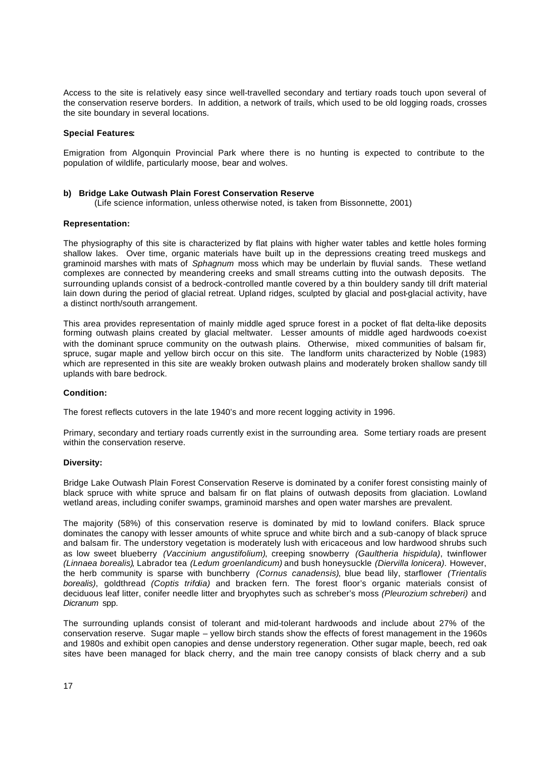Access to the site is relatively easy since well-travelled secondary and tertiary roads touch upon several of the conservation reserve borders. In addition, a network of trails, which used to be old logging roads, crosses the site boundary in several locations.

**Special Features:**

Emigration from Algonquin Provincial Park where there is no hunting is expected to contribute to the population of wildlife, particularly moose, bear and wolves.

**b) Bridge Lake Outwash Plain Forest Conservation Reserve**

(Life science information, unless otherwise noted, is taken from Bissonnette, 2001)

**Representation:**

The physiography of this site is characterized by flat plains with higher water tables and kettle holes forming shallow lakes. Over time, organic materials have built up in the depressions creating treed muskegs and graminoid marshes with mats of *Sphagnum* moss which may be underlain by fluvial sands. These wetland complexes are connected by meandering creeks and small streams cutting into the outwash deposits. The surrounding uplands consist of a bedrock-controlled mantle covered by a thin bouldery sandy till drift material lain down during the period of glacial retreat. Upland ridges, sculpted by glacial and post-glacial activity, have a distinct north/south arrangement.

This area provides representation of mainly middle aged spruce forest in a pocket of flat delta-like deposits forming outwash plains created by glacial meltwater. Lesser amounts of middle aged hardwoods co-exist with the dominant spruce community on the outwash plains. Otherwise, mixed communities of balsam fir, spruce, sugar maple and yellow birch occur on this site. The landform units characterized by Noble (1983) which are represented in this site are weakly broken outwash plains and moderately broken shallow sandy till uplands with bare bedrock.

**Condition:**

The forest reflects cutovers in the late 1940's and more recent logging activity in 1996.

Primary, secondary and tertiary roads currently exist in the surrounding area. Some tertiary roads are present within the conservation reserve.

**Diversity:**

Bridge Lake Outwash Plain Forest Conservation Reserve is dominated by a conifer forest consisting mainly of black spruce with white spruce and balsam fir on flat plains of outwash deposits from glaciation. Lowland wetland areas, including conifer swamps, graminoid marshes and open water marshes are prevalent.

The majority (58%) of this conservation reserve is dominated by mid to lowland conifers. Black spruce dominates the canopy with lesser amounts of white spruce and white birch and a sub-canopy of black spruce and balsam fir. The understory vegetation is moderately lush with ericaceous and low hardwood shrubs such as low sweet blueberry *(Vaccinium angustifolium)*, creeping snowberry *(Gaultheria hispidula)*, twinflower *(Linnaea borealis)*, Labrador tea *(Ledum groenlandicum)* and bush honeysuckle *(Diervilla lonicera)*. However, the herb community is sparse with bunchberry *(Cornus canadensis)*, blue bead lily, starflower *(Trientalis borealis)*, goldthread *(Coptis trifolia)* and bracken fern. The forest floor's organic materials consist of deciduous leaf litter, conifer needle litter and bryophytes such as schreber's moss *(Pleurozium schreberi)* and *Dicranum* spp.

The surrounding uplands consist of tolerant and mid-tolerant hardwoods and include about 27% of the conservation reserve. Sugar maple – yellow birch stands show the effects of forest management in the 1960s and 1980s and exhibit open canopies and dense understory regeneration. Other sugar maple, beech, red oak sites have been managed for black cherry, and the main tree canopy consists of black cherry and a sub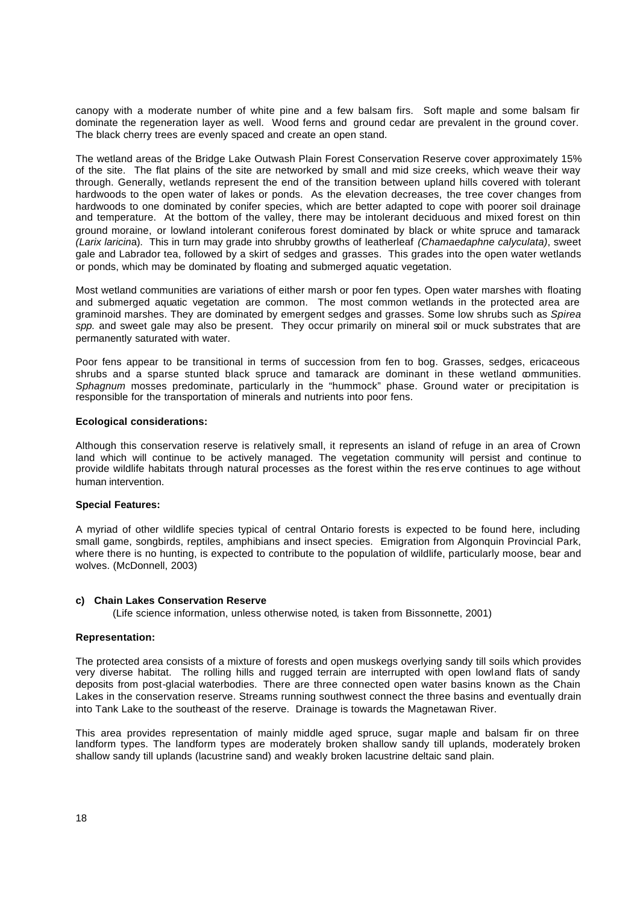canopy with a moderate number of white pine and a few balsam firs. Soft maple and some balsam fir dominate the regeneration layer as well. Wood ferns and ground cedar are prevalent in the ground cover. The black cherry trees are evenly spaced and create an open stand.

The wetland areas of the Bridge Lake Outwash Plain Forest Conservation Reserve cover approximately 15% of the site. The flat plains of the site are networked by small and mid size creeks, which weave their way through. Generally, wetlands represent the end of the transition between upland hills covered with tolerant hardwoods to the open water of lakes or ponds. As the elevation decreases, the tree cover changes from hardwoods to one dominated by conifer species, which are better adapted to cope with poorer soil drainage and temperature. At the bottom of the valley, there may be intolerant deciduous and mixed forest on thin ground moraine, or lowland intolerant coniferous forest dominated by black or white spruce and tamarack *(Larix laricina*). This in turn may grade into shrubby growths of leatherleaf *(Chamaedaphne calyculata)*, sweet gale and Labrador tea, followed by a skirt of sedges and grasses. This grades into the open water wetlands or ponds, which may be dominated by floating and submerged aquatic vegetation.

Most wetland communities are variations of either marsh or poor fen types. Open water marshes with floating and submerged aquatic vegetation are common. The most common wetlands in the protected area are graminoid marshes. They are dominated by emergent sedges and grasses. Some low shrubs such as *Spirea spp.* and sweet gale may also be present. They occur primarily on mineral soil or muck substrates that are permanently saturated with water.

Poor fens appear to be transitional in terms of succession from fen to bog. Grasses, sedges, ericaceous shrubs and a sparse stunted black spruce and tamarack are dominant in these wetland communities. *Sphagnum* mosses predominate, particularly in the "hummock" phase. Ground water or precipitation is responsible for the transportation of minerals and nutrients into poor fens.

**Ecological considerations:**

Although this conservation reserve is relatively small, it represents an island of refuge in an area of Crown land which will continue to be actively managed. The vegetation community will persist and continue to provide wildlife habitats through natural processes as the forest within the reserve continues to age without human intervention.

**Special Features:**

A myriad of other wildlife species typical of central Ontario forests is expected to be found here, including small game, songbirds, reptiles, amphibians and insect species. Emigration from Algonquin Provincial Park, where there is no hunting, is expected to contribute to the population of wildlife, particularly moose, bear and wolves. (McDonnell, 2003)

**c) Chain Lakes Conservation Reserve**

(Life science information, unless otherwise noted, is taken from Bissonnette, 2001)

**Representation:**

The protected area consists of a mixture of forests and open muskegs overlying sandy till soils which provides very diverse habitat. The rolling hills and rugged terrain are interrupted with open lowland flats of sandy deposits from post-glacial waterbodies. There are three connected open water basins known as the Chain Lakes in the conservation reserve. Streams running southwest connect the three basins and eventually drain into Tank Lake to the southeast of the reserve. Drainage is towards the Magnetawan River.

This area provides representation of mainly middle aged spruce, sugar maple and balsam fir on three landform types. The landform types are moderately broken shallow sandy till uplands, moderately broken shallow sandy till uplands (lacustrine sand) and weakly broken lacustrine deltaic sand plain.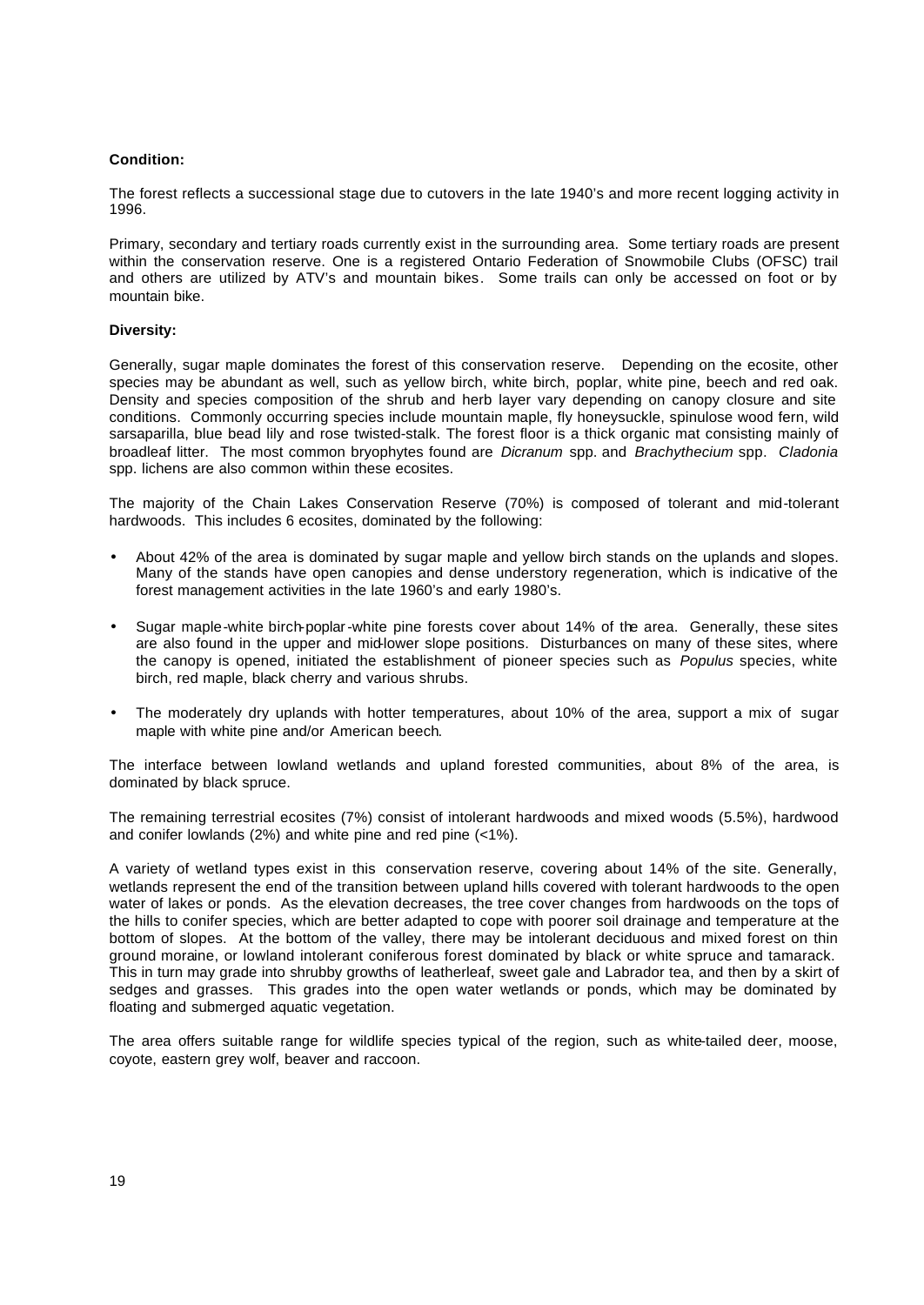**Condition:**

The forest reflects a successional stage due to cutovers in the late 1940's and more recent logging activity in 1996.

Primary, secondary and tertiary roads currently exist in the surrounding area. Some tertiary roads are present within the conservation reserve. One is a registered Ontario Federation of Snowmobile Clubs (OFSC) trail and others are utilized by ATV's and mountain bikes. Some trails can only be accessed on foot or by mountain bike.

**Diversity:**

Generally, sugar maple dominates the forest of this conservation reserve. Depending on the ecosite, other species may be abundant as well, such as yellow birch, white birch, poplar, white pine, beech and red oak. Density and species composition of the shrub and herb layer vary depending on canopy closure and site conditions. Commonly occurring species include mountain maple, fly honeysuckle, spinulose wood fern, wild sarsaparilla, blue bead lily and rose twisted-stalk. The forest floor is a thick organic mat consisting mainly of broadleaf litter. The most common bryophytes found are *Dicranum* spp. and *Brachythecium* spp. *Cladonia* spp. lichens are also common within these ecosites.

The majority of the Chain Lakes Conservation Reserve (70%) is composed of tolerant and mid-tolerant hardwoods. This includes 6 ecosites, dominated by the following:

- About 42% of the area is dominated by sugar maple and yellow birch stands on the uplands and slopes. Many of the stands have open canopies and dense understory regeneration, which is indicative of the forest management activities in the late 1960's and early 1980's.
- Sugar maple-white birch-poplar-white pine forests cover about 14% of the area. Generally, these sites are also found in the upper and mid-lower slope positions. Disturbances on many of these sites, where the canopy is opened, initiated the establishment of pioneer species such as *Populus* species, white birch, red maple, black cherry and various shrubs.
- The moderately dry uplands with hotter temperatures, about 10% of the area, support a mix of sugar maple with white pine and/or American beech.

The interface between lowland wetlands and upland forested communities, about 8% of the area, is dominated by black spruce.

The remaining terrestrial ecosites (7%) consist of intolerant hardwoods and mixed woods (5.5%), hardwood and conifer lowlands (2%) and white pine and red pine (<1%).

A variety of wetland types exist in this conservation reserve, covering about 14% of the site. Generally, wetlands represent the end of the transition between upland hills covered with tolerant hardwoods to the open water of lakes or ponds. As the elevation decreases, the tree cover changes from hardwoods on the tops of the hills to conifer species, which are better adapted to cope with poorer soil drainage and temperature at the bottom of slopes. At the bottom of the valley, there may be intolerant deciduous and mixed forest on thin ground moraine, or lowland intolerant coniferous forest dominated by black or white spruce and tamarack. This in turn may grade into shrubby growths of leatherleaf, sweet gale and Labrador tea, and then by a skirt of sedges and grasses. This grades into the open water wetlands or ponds, which may be dominated by floating and submerged aquatic vegetation.

The area offers suitable range for wildlife species typical of the region, such as white-tailed deer, moose, coyote, eastern grey wolf, beaver and raccoon.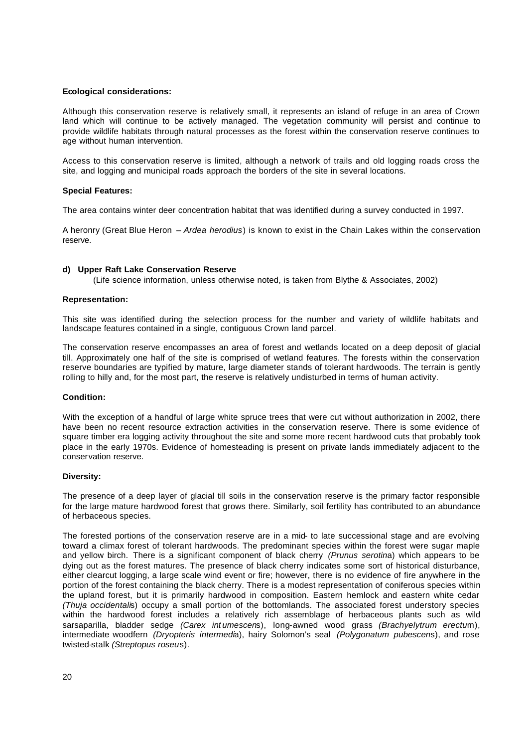**Ecological considerations:**

Although this conservation reserve is relatively small, it represents an island of refuge in an area of Crown land which will continue to be actively managed. The vegetation community will persist and continue to provide wildlife habitats through natural processes as the forest within the conservation reserve continues to age without human intervention.

Access to this conservation reserve is limited, although a network of trails and old logging roads cross the site, and logging and municipal roads approach the borders of the site in several locations.

**Special Features:**

The area contains winter deer concentration habitat that was identified during a survey conducted in 1997.

A heronry (Great Blue Heron – *Ardea herodius*) is known to exist in the Chain Lakes within the conservation reserve.

#### d) Upper Raft Lake Conservation Reserve

(Life science information, unless otherwise noted, is taken from Blythe & Associates, 2002)

**Representation:**

This site was identified during the selection process for the number and variety of wildlife habitats and landscape features contained in a single, contiguous Crown land parcel.

The conservation reserve encompasses an area of forest and wetlands located on a deep deposit of glacial till. Approximately one half of the site is comprised of wetland features. The forests within the conservation reserve boundaries are typified by mature, large diameter stands of tolerant hardwoods. The terrain is gently rolling to hilly and, for the most part, the reserve is relatively undisturbed in terms of human activity.

**Condition:**

With the exception of a handful of large white spruce trees that were cut without authorization in 2002, there have been no recent resource extraction activities in the conservation reserve. There is some evidence of square timber era logging activity throughout the site and some more recent hardwood cuts that probably took place in the early 1970s. Evidence of homesteading is present on private lands immediately adjacent to the conservation reserve.

**Diversity:**

The presence of a deep layer of glacial till soils in the conservation reserve is the primary factor responsible for the large mature hardwood forest that grows there. Similarly, soil fertility has contributed to an abundance of herbaceous species.

The forested portions of the conservation reserve are in a mid- to late successional stage and are evolving toward a climax forest of tolerant hardwoods. The predominant species within the forest were sugar maple and yellow birch. There is a significant component of black cherry *(Prunus serotina*) which appears to be dying out as the forest matures. The presence of black cherry indicates some sort of historical disturbance, either clearcut logging, a large scale wind event or fire; however, there is no evidence of fire anywhere in the portion of the forest containing the black cherry. There is a modest representation of coniferous species within the upland forest, but it is primarily hardwood in composition. Eastern hemlock and eastern white cedar *(Thuja occidentalis*) occupy a small portion of the bottomlands. The associated forest understory species within the hardwood forest includes a relatively rich assemblage of herbaceous plants such as wild sarsaparilla, bladder sedge *(Carex intumescens*), long-awned wood grass *(Brachyelytrum erectum*), intermediate woodfern *(Dryopteris intermedia*), hairy Solomon's seal *(Polygonatum pubescens*), and rose twisted-stalk *(Streptopus roseus*).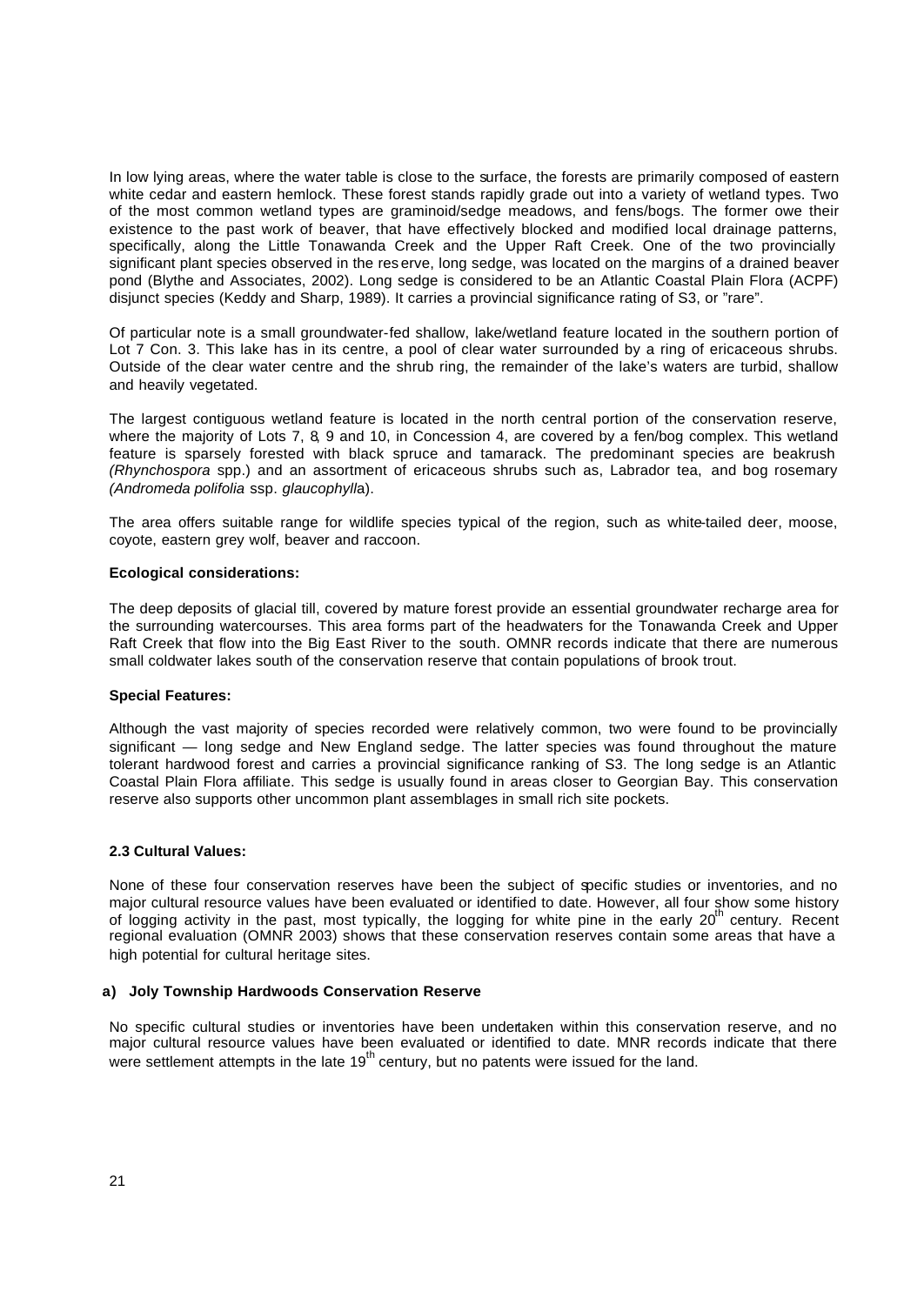In low lying areas, where the water table is close to the surface, the forests are primarily composed of eastern white cedar and eastern hemlock. These forest stands rapidly grade out into a variety of wetland types. Two of the most common wetland types are graminoid/sedge meadows, and fens/bogs. The former owe their existence to the past work of beaver, that have effectively blocked and modified local drainage patterns, specifically, along the Little Tonawanda Creek and the Upper Raft Creek. One of the two provincially significant plant species observed in the reserve, long sedge, was located on the margins of a drained beaver pond (Blythe and Associates, 2002). Long sedge is considered to be an Atlantic Coastal Plain Flora (ACPF) disjunct species (Keddy and Sharp, 1989). It carries a provincial significance rating of S3, or "rare".

Of particular note is a small groundwater-fed shallow, lake/wetland feature located in the southern portion of Lot 7 Con. 3. This lake has in its centre, a pool of clear water surrounded by a ring of ericaceous shrubs. Outside of the clear water centre and the shrub ring, the remainder of the lake's waters are turbid, shallow and heavily vegetated.

The largest contiguous wetland feature is located in the north central portion of the conservation reserve, where the majority of Lots 7, 8, 9 and 10, in Concession 4, are covered by a fen/bog complex. This wetland feature is sparsely forested with black spruce and tamarack. The predominant species are beakrush *(Rhynchospora* spp.) and an assortment of ericaceous shrubs such as, Labrador tea, and bog rosemary *(Andromeda polifolia* ssp. *glaucophylla*).

The area offers suitable range for wildlife species typical of the region, such as white-tailed deer, moose, coyote, eastern grey wolf, beaver and raccoon.

**Ecological considerations:**

The deep deposits of glacial till, covered by mature forest provide an essential groundwater recharge area for the surrounding watercourses. This area forms part of the headwaters for the Tonawanda Creek and Upper Raft Creek that flow into the Big East River to the south. OMNR records indicate that there are numerous small coldwater lakes south of the conservation reserve that contain populations of brook trout.

**Special Features:**

Although the vast majority of species recorded were relatively common, two were found to be provincially significant — long sedge and New England sedge. The latter species was found throughout the mature tolerant hardwood forest and carries a provincial significance ranking of S3. The long sedge is an Atlantic Coastal Plain Flora affiliate. This sedge is usually found in areas closer to Georgian Bay. This conservation reserve also supports other uncommon plant assemblages in small rich site pockets.

**2.3 Cultural Values:**

None of these four conservation reserves have been the subject of specific studies or inventories, and no major cultural resource values have been evaluated or identified to date. However, all four show some history of logging activity in the past, most typically, the logging for white pine in the early 20th century. Recent regional evaluation (OMNR 2003) shows that these conservation reserves contain some areas that have a high potential for cultural heritage sites.

**a) Joly Township Hardwoods Conservation Reserve**

No specific cultural studies or inventories have been undertaken within this conservation reserve, and no major cultural resource values have been evaluated or identified to date. MNR records indicate that there were settlement attempts in the late 19th century, but no patents were issued for the land.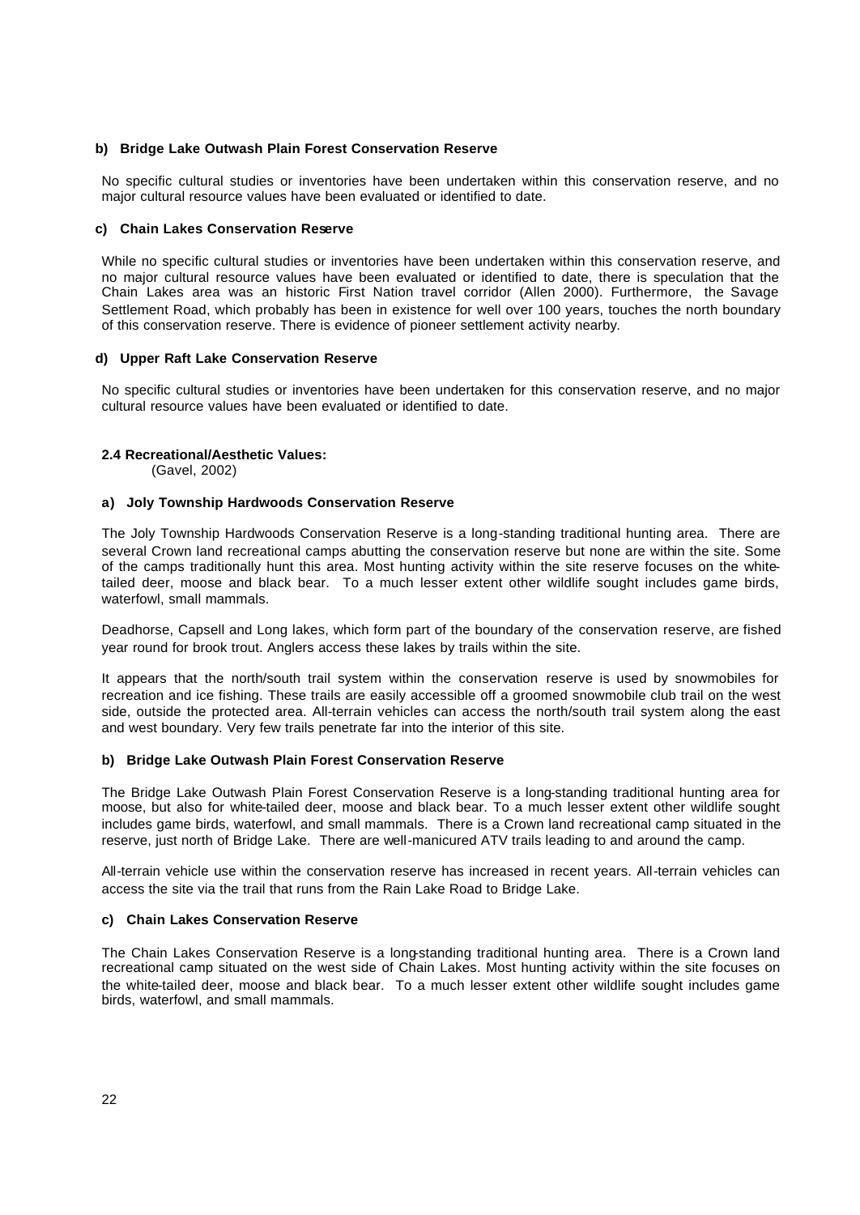**b) Bridge Lake Outwash Plain Forest Conservation Reserve**

No specific cultural studies or inventories have been undertaken within this conservation reserve, and no major cultural resource values have been evaluated or identified to date.

**c) Chain Lakes Conservation Reserve**

While no specific cultural studies or inventories have been undertaken within this conservation reserve, and no major cultural resource values have been evaluated or identified to date, there is speculation that the Chain Lakes area was an historic First Nation travel corridor (Allen 2000). Furthermore, the Savage Settlement Road, which probably has been in existence for well over 100 years, touches the north boundary of this conservation reserve. There is evidence of pioneer settlement activity nearby.

**d) Upper Raft Lake Conservation Reserve**

No specific cultural studies or inventories have been undertaken for this conservation reserve, and no major cultural resource values have been evaluated or identified to date.

### 2.4 Recreational/Aesthetic Values:

(Gavel, 2002)

**a) Joly Township Hardwoods Conservation Reserve**

The Joly Township Hardwoods Conservation Reserve is a long-standing traditional hunting area. There are several Crown land recreational camps abutting the conservation reserve but none are within the site. Some of the camps traditionally hunt this area. Most hunting activity within the site reserve focuses on the white-tailed deer, moose and black bear. To a much lesser extent other wildlife sought includes game birds, waterfowl, small mammals.

Deadhorse, Capsell and Long lakes, which form part of the boundary of the conservation reserve, are fished year round for brook trout. Anglers access these lakes by trails within the site.

It appears that the north/south trail system within the conservation reserve is used by snowmobiles for recreation and ice fishing. These trails are easily accessible off a groomed snowmobile club trail on the west side, outside the protected area. All-terrain vehicles can access the north/south trail system along the east and west boundary. Very few trails penetrate far into the interior of this site.

**b) Bridge Lake Outwash Plain Forest Conservation Reserve**

The Bridge Lake Outwash Plain Forest Conservation Reserve is a long-standing traditional hunting area for moose, but also for white-tailed deer, moose and black bear. To a much lesser extent other wildlife sought includes game birds, waterfowl, and small mammals. There is a Crown land recreational camp situated in the reserve, just north of Bridge Lake. There are well-manicured ATV trails leading to and around the camp.

All-terrain vehicle use within the conservation reserve has increased in recent years. All-terrain vehicles can access the site via the trail that runs from the Rain Lake Road to Bridge Lake.

**c) Chain Lakes Conservation Reserve**

The Chain Lakes Conservation Reserve is a long-standing traditional hunting area. There is a Crown land recreational camp situated on the west side of Chain Lakes. Most hunting activity within the site focuses on the white-tailed deer, moose and black bear. To a much lesser extent other wildlife sought includes game birds, waterfowl, and small mammals.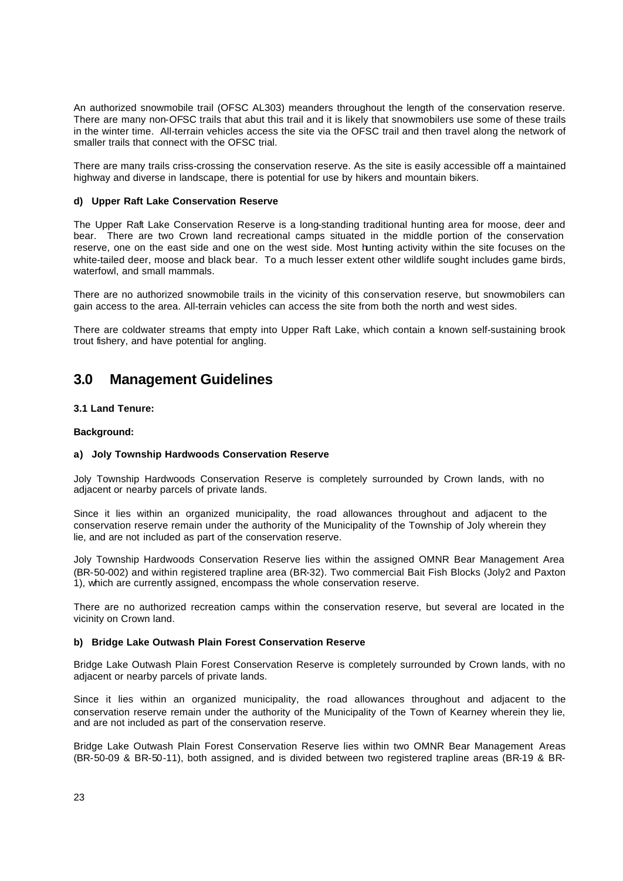An authorized snowmobile trail (OFSC AL303) meanders throughout the length of the conservation reserve. There are many non-OFSC trails that abut this trail and it is likely that snowmobilers use some of these trails in the winter time. All-terrain vehicles access the site via the OFSC trail and then travel along the network of smaller trails that connect with the OFSC trial.

There are many trails criss-crossing the conservation reserve. As the site is easily accessible off a maintained highway and diverse in landscape, there is potential for use by hikers and mountain bikers.

#### d) Upper Raft Lake Conservation Reserve

The Upper Raft Lake Conservation Reserve is a long-standing traditional hunting area for moose, deer and bear. There are two Crown land recreational camps situated in the middle portion of the conservation reserve, one on the east side and one on the west side. Most hunting activity within the site focuses on the white-tailed deer, moose and black bear. To a much lesser extent other wildlife sought includes game birds, waterfowl, and small mammals.

There are no authorized snowmobile trails in the vicinity of this conservation reserve, but snowmobilers can gain access to the area. All-terrain vehicles can access the site from both the north and west sides.

There are coldwater streams that empty into Upper Raft Lake, which contain a known self-sustaining brook trout fishery, and have potential for angling.

## 3.0 Management Guidelines

### 3.1 Land Tenure:

**Background:**

#### a) Joly Township Hardwoods Conservation Reserve

Joly Township Hardwoods Conservation Reserve is completely surrounded by Crown lands, with no adjacent or nearby parcels of private lands.

Since it lies within an organized municipality, the road allowances throughout and adjacent to the conservation reserve remain under the authority of the Municipality of the Township of Joly wherein they lie, and are not included as part of the conservation reserve.

Joly Township Hardwoods Conservation Reserve lies within the assigned OMNR Bear Management Area (BR-50-002) and within registered trapline area (BR-32). Two commercial Bait Fish Blocks (Joly2 and Paxton 1), which are currently assigned, encompass the whole conservation reserve.

There are no authorized recreation camps within the conservation reserve, but several are located in the vicinity on Crown land.

#### b) Bridge Lake Outwash Plain Forest Conservation Reserve

Bridge Lake Outwash Plain Forest Conservation Reserve is completely surrounded by Crown lands, with no adjacent or nearby parcels of private lands.

Since it lies within an organized municipality, the road allowances throughout and adjacent to the conservation reserve remain under the authority of the Municipality of the Town of Kearney wherein they lie, and are not included as part of the conservation reserve.

Bridge Lake Outwash Plain Forest Conservation Reserve lies within two OMNR Bear Management Areas (BR-50-09 & BR-50-11), both assigned, and is divided between two registered trapline areas (BR-19 & BR-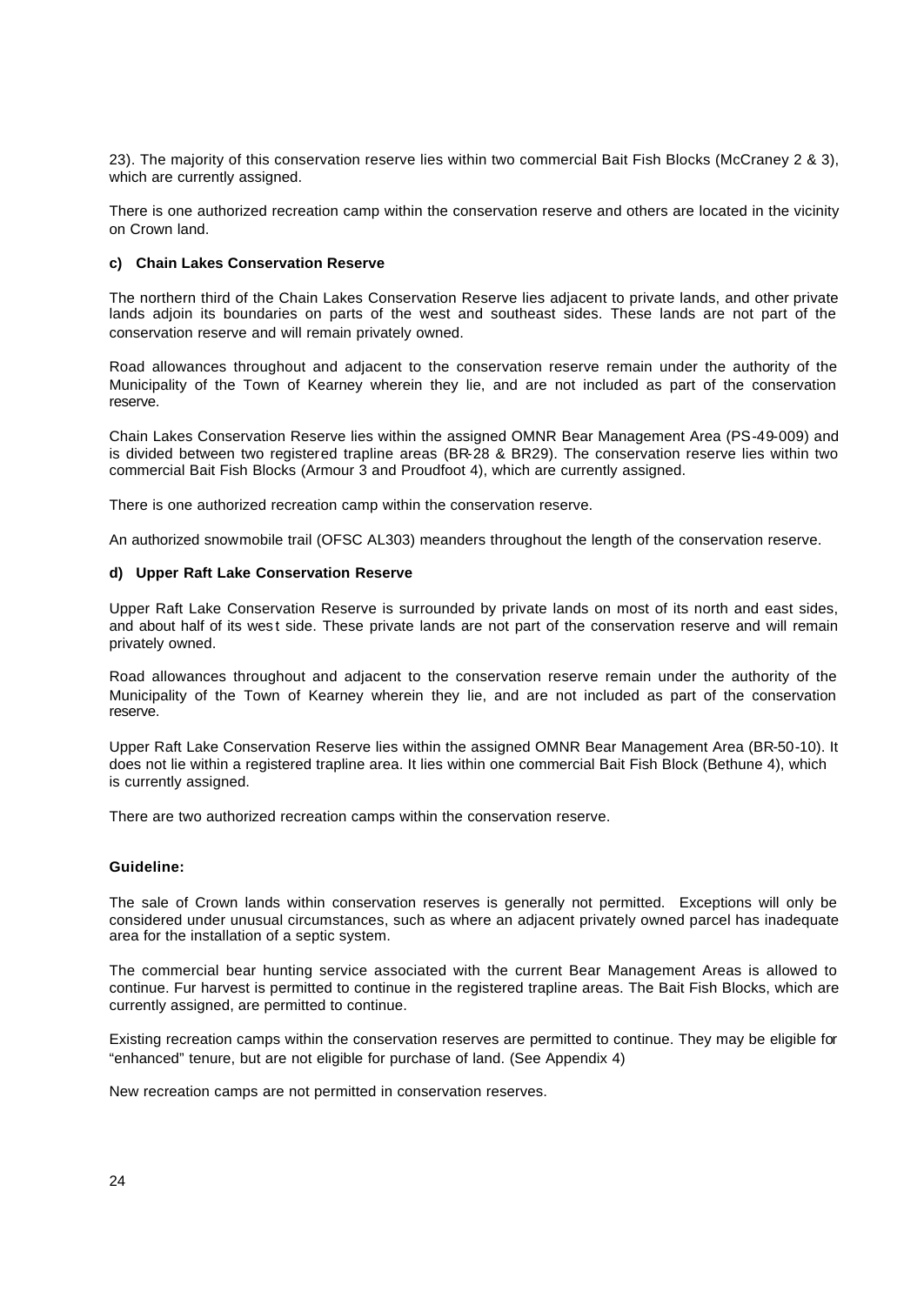23). The majority of this conservation reserve lies within two commercial Bait Fish Blocks (McCraney 2 & 3), which are currently assigned.

There is one authorized recreation camp within the conservation reserve and others are located in the vicinity on Crown land.

#### c) Chain Lakes Conservation Reserve

The northern third of the Chain Lakes Conservation Reserve lies adjacent to private lands, and other private lands adjoin its boundaries on parts of the west and southeast sides. These lands are not part of the conservation reserve and will remain privately owned.

Road allowances throughout and adjacent to the conservation reserve remain under the authority of the Municipality of the Town of Kearney wherein they lie, and are not included as part of the conservation reserve.

Chain Lakes Conservation Reserve lies within the assigned OMNR Bear Management Area (PS-49-009) and is divided between two registered trapline areas (BR-28 & BR29). The conservation reserve lies within two commercial Bait Fish Blocks (Armour 3 and Proudfoot 4), which are currently assigned.

There is one authorized recreation camp within the conservation reserve.

An authorized snowmobile trail (OFSC AL303) meanders throughout the length of the conservation reserve.

#### d) Upper Raft Lake Conservation Reserve

Upper Raft Lake Conservation Reserve is surrounded by private lands on most of its north and east sides, and about half of its west side. These private lands are not part of the conservation reserve and will remain privately owned.

Road allowances throughout and adjacent to the conservation reserve remain under the authority of the Municipality of the Town of Kearney wherein they lie, and are not included as part of the conservation reserve.

Upper Raft Lake Conservation Reserve lies within the assigned OMNR Bear Management Area (BR-50-10). It does not lie within a registered trapline area. It lies within one commercial Bait Fish Block (Bethune 4), which is currently assigned.

There are two authorized recreation camps within the conservation reserve.

**Guideline:**

The sale of Crown lands within conservation reserves is generally not permitted. Exceptions will only be considered under unusual circumstances, such as where an adjacent privately owned parcel has inadequate area for the installation of a septic system.

The commercial bear hunting service associated with the current Bear Management Areas is allowed to continue. Fur harvest is permitted to continue in the registered trapline areas. The Bait Fish Blocks, which are currently assigned, are permitted to continue.

Existing recreation camps within the conservation reserves are permitted to continue. They may be eligible for "enhanced" tenure, but are not eligible for purchase of land. (See Appendix 4)

New recreation camps are not permitted in conservation reserves.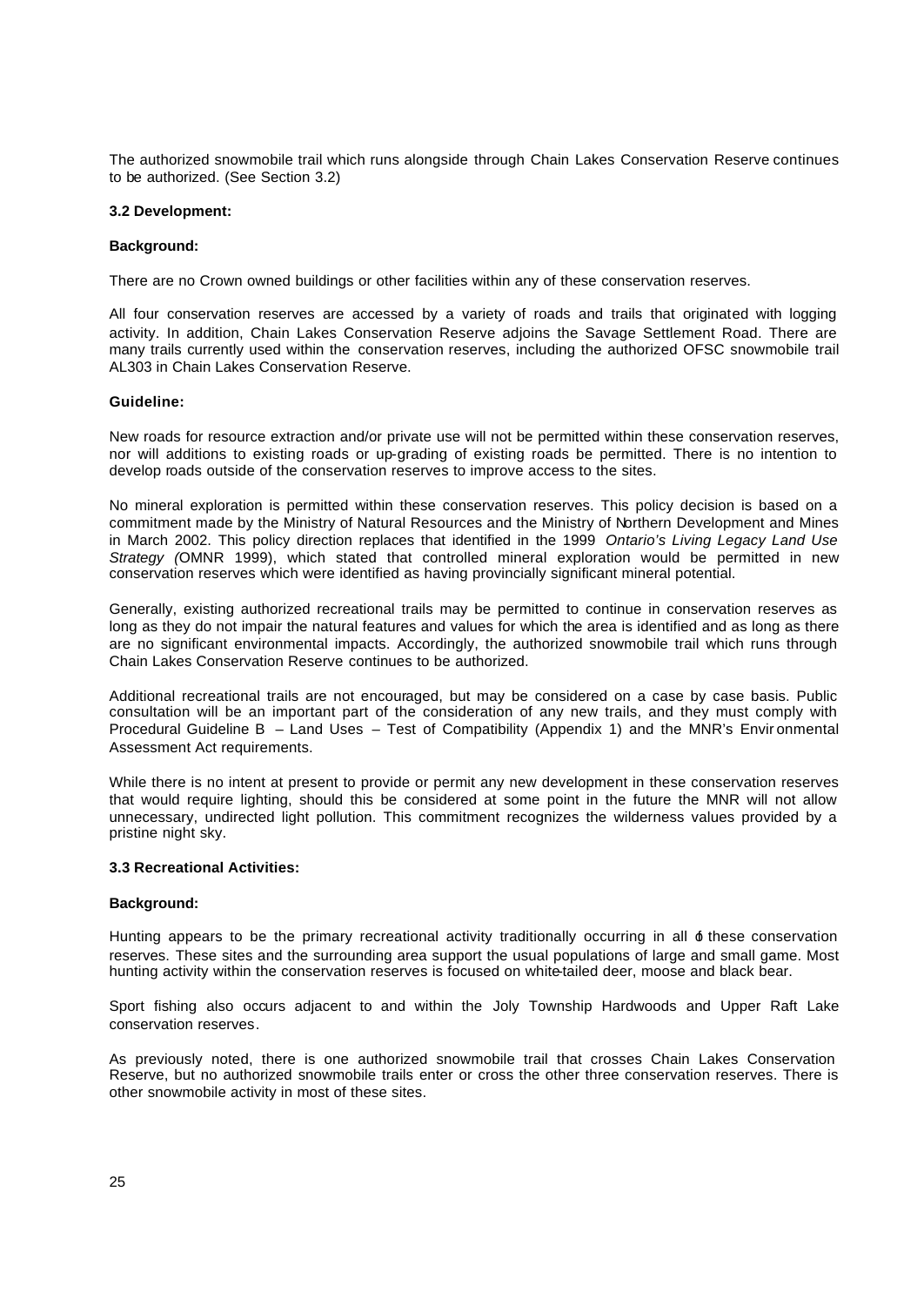The authorized snowmobile trail which runs alongside through Chain Lakes Conservation Reserve continues to be authorized. (See Section 3.2)

### 3.2 Development:

**Background:**

There are no Crown owned buildings or other facilities within any of these conservation reserves.

All four conservation reserves are accessed by a variety of roads and trails that originated with logging activity. In addition, Chain Lakes Conservation Reserve adjoins the Savage Settlement Road. There are many trails currently used within the conservation reserves, including the authorized OFSC snowmobile trail AL303 in Chain Lakes Conservation Reserve.

**Guideline:**

New roads for resource extraction and/or private use will not be permitted within these conservation reserves, nor will additions to existing roads or up-grading of existing roads be permitted. There is no intention to develop roads outside of the conservation reserves to improve access to the sites.

No mineral exploration is permitted within these conservation reserves. This policy decision is based on a commitment made by the Ministry of Natural Resources and the Ministry of Northern Development and Mines in March 2002. This policy direction replaces that identified in the 1999 *Ontario's Living Legacy Land Use Strategy (*OMNR 1999), which stated that controlled mineral exploration would be permitted in new conservation reserves which were identified as having provincially significant mineral potential.

Generally, existing authorized recreational trails may be permitted to continue in conservation reserves as long as they do not impair the natural features and values for which the area is identified and as long as there are no significant environmental impacts. Accordingly, the authorized snowmobile trail which runs through Chain Lakes Conservation Reserve continues to be authorized.

Additional recreational trails are not encouraged, but may be considered on a case by case basis. Public consultation will be an important part of the consideration of any new trails, and they must comply with Procedural Guideline B – Land Uses – Test of Compatibility (Appendix 1) and the MNR's Environmental Assessment Act requirements.

While there is no intent at present to provide or permit any new development in these conservation reserves that would require lighting, should this be considered at some point in the future the MNR will not allow unnecessary, undirected light pollution. This commitment recognizes the wilderness values provided by a pristine night sky.

### 3.3 Recreational Activities:

**Background:**

Hunting appears to be the primary recreational activity traditionally occurring in all of these conservation reserves. These sites and the surrounding area support the usual populations of large and small game. Most hunting activity within the conservation reserves is focused on white-tailed deer, moose and black bear.

Sport fishing also occurs adjacent to and within the Joly Township Hardwoods and Upper Raft Lake conservation reserves.

As previously noted, there is one authorized snowmobile trail that crosses Chain Lakes Conservation Reserve, but no authorized snowmobile trails enter or cross the other three conservation reserves. There is other snowmobile activity in most of these sites.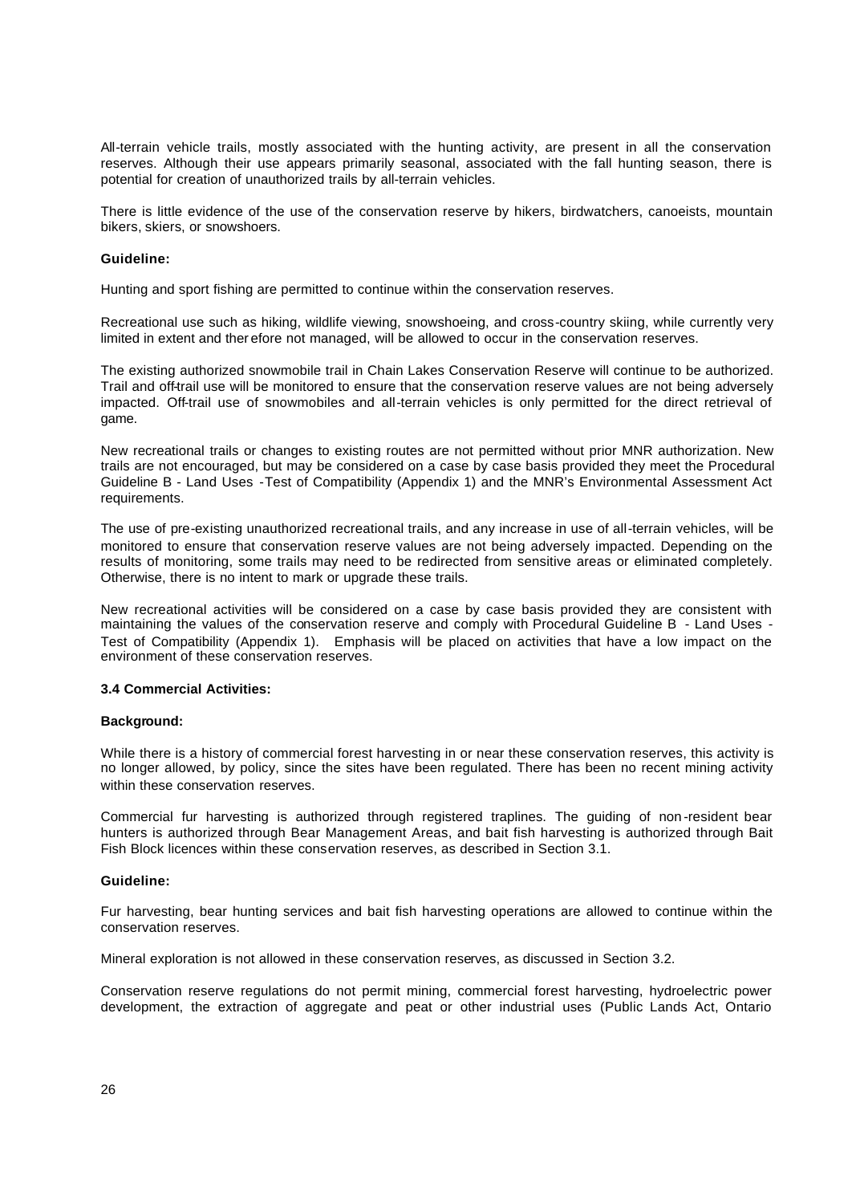All-terrain vehicle trails, mostly associated with the hunting activity, are present in all the conservation reserves. Although their use appears primarily seasonal, associated with the fall hunting season, there is potential for creation of unauthorized trails by all-terrain vehicles.

There is little evidence of the use of the conservation reserve by hikers, birdwatchers, canoeists, mountain bikers, skiers, or snowshoers.

**Guideline:**

Hunting and sport fishing are permitted to continue within the conservation reserves.

Recreational use such as hiking, wildlife viewing, snowshoeing, and cross-country skiing, while currently very limited in extent and therefore not managed, will be allowed to occur in the conservation reserves.

The existing authorized snowmobile trail in Chain Lakes Conservation Reserve will continue to be authorized. Trail and off-trail use will be monitored to ensure that the conservation reserve values are not being adversely impacted. Off-trail use of snowmobiles and all-terrain vehicles is only permitted for the direct retrieval of game.

New recreational trails or changes to existing routes are not permitted without prior MNR authorization. New trails are not encouraged, but may be considered on a case by case basis provided they meet the Procedural Guideline B - Land Uses -Test of Compatibility (Appendix 1) and the MNR's Environmental Assessment Act requirements.

The use of pre-existing unauthorized recreational trails, and any increase in use of all-terrain vehicles, will be monitored to ensure that conservation reserve values are not being adversely impacted. Depending on the results of monitoring, some trails may need to be redirected from sensitive areas or eliminated completely. Otherwise, there is no intent to mark or upgrade these trails.

New recreational activities will be considered on a case by case basis provided they are consistent with maintaining the values of the conservation reserve and comply with Procedural Guideline B - Land Uses - Test of Compatibility (Appendix 1). Emphasis will be placed on activities that have a low impact on the environment of these conservation reserves.

### 3.4 Commercial Activities:

**Background:**

While there is a history of commercial forest harvesting in or near these conservation reserves, this activity is no longer allowed, by policy, since the sites have been regulated. There has been no recent mining activity within these conservation reserves.

Commercial fur harvesting is authorized through registered traplines. The guiding of non-resident bear hunters is authorized through Bear Management Areas, and bait fish harvesting is authorized through Bait Fish Block licences within these conservation reserves, as described in Section 3.1.

**Guideline:**

Fur harvesting, bear hunting services and bait fish harvesting operations are allowed to continue within the conservation reserves.

Mineral exploration is not allowed in these conservation reserves, as discussed in Section 3.2.

Conservation reserve regulations do not permit mining, commercial forest harvesting, hydroelectric power development, the extraction of aggregate and peat or other industrial uses (Public Lands Act, Ontario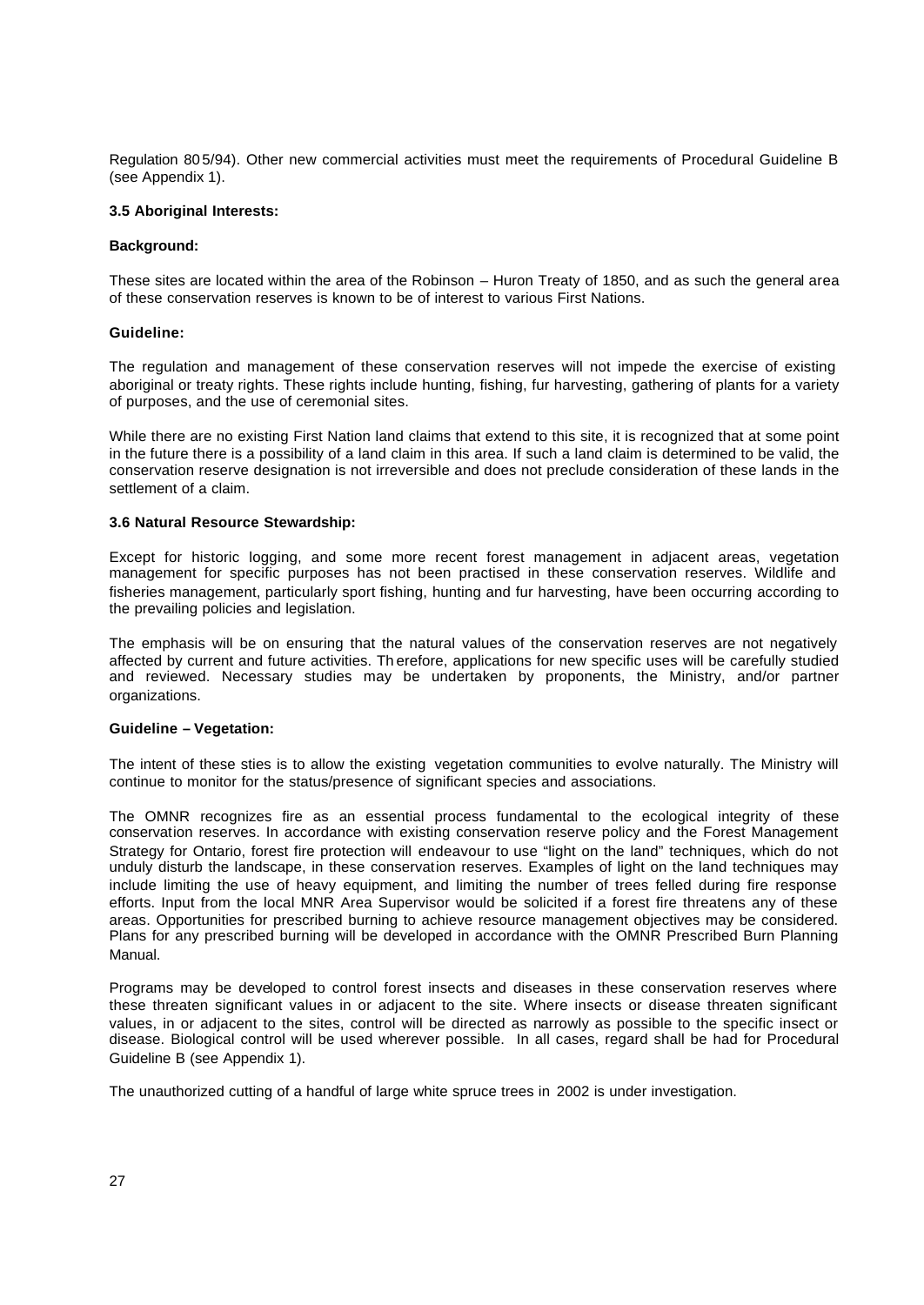Regulation 805/94). Other new commercial activities must meet the requirements of Procedural Guideline B (see Appendix 1).

### 3.5 Aboriginal Interests:

**Background:**

These sites are located within the area of the Robinson – Huron Treaty of 1850, and as such the general area of these conservation reserves is known to be of interest to various First Nations.

**Guideline:**

The regulation and management of these conservation reserves will not impede the exercise of existing aboriginal or treaty rights. These rights include hunting, fishing, fur harvesting, gathering of plants for a variety of purposes, and the use of ceremonial sites.

While there are no existing First Nation land claims that extend to this site, it is recognized that at some point in the future there is a possibility of a land claim in this area. If such a land claim is determined to be valid, the conservation reserve designation is not irreversible and does not preclude consideration of these lands in the settlement of a claim.

### 3.6 Natural Resource Stewardship:

Except for historic logging, and some more recent forest management in adjacent areas, vegetation management for specific purposes has not been practised in these conservation reserves. Wildlife and fisheries management, particularly sport fishing, hunting and fur harvesting, have been occurring according to the prevailing policies and legislation.

The emphasis will be on ensuring that the natural values of the conservation reserves are not negatively affected by current and future activities. Therefore, applications for new specific uses will be carefully studied and reviewed. Necessary studies may be undertaken by proponents, the Ministry, and/or partner organizations.

**Guideline – Vegetation:**

The intent of these sties is to allow the existing vegetation communities to evolve naturally. The Ministry will continue to monitor for the status/presence of significant species and associations.

The OMNR recognizes fire as an essential process fundamental to the ecological integrity of these conservation reserves. In accordance with existing conservation reserve policy and the Forest Management Strategy for Ontario, forest fire protection will endeavour to use "light on the land" techniques, which do not unduly disturb the landscape, in these conservation reserves. Examples of light on the land techniques may include limiting the use of heavy equipment, and limiting the number of trees felled during fire response efforts. Input from the local MNR Area Supervisor would be solicited if a forest fire threatens any of these areas. Opportunities for prescribed burning to achieve resource management objectives may be considered. Plans for any prescribed burning will be developed in accordance with the OMNR Prescribed Burn Planning Manual.

Programs may be developed to control forest insects and diseases in these conservation reserves where these threaten significant values in or adjacent to the site. Where insects or disease threaten significant values, in or adjacent to the sites, control will be directed as narrowly as possible to the specific insect or disease. Biological control will be used wherever possible. In all cases, regard shall be had for Procedural Guideline B (see Appendix 1).

The unauthorized cutting of a handful of large white spruce trees in 2002 is under investigation.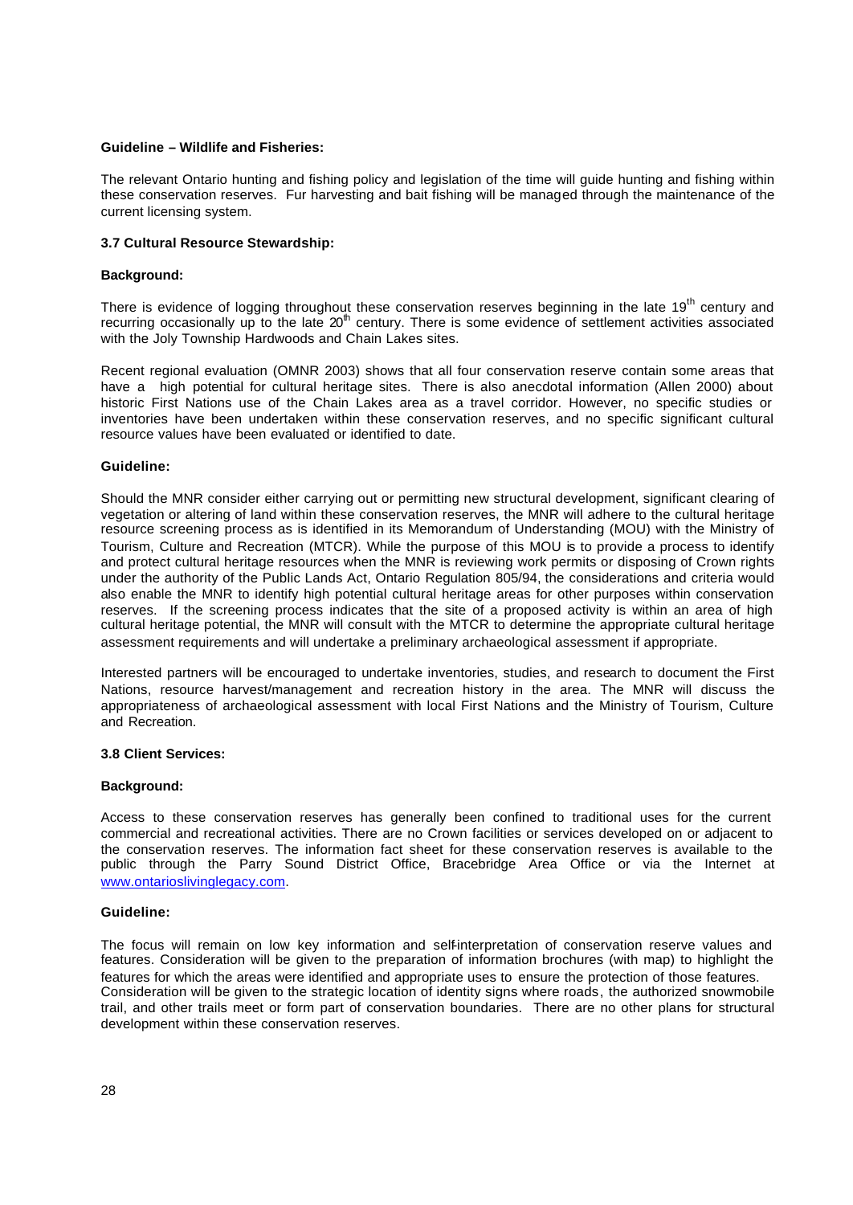**Guideline – Wildlife and Fisheries:**

The relevant Ontario hunting and fishing policy and legislation of the time will guide hunting and fishing within these conservation reserves. Fur harvesting and bait fishing will be managed through the maintenance of the current licensing system.

### 3.7 Cultural Resource Stewardship:

**Background:**

There is evidence of logging throughout these conservation reserves beginning in the late 19th century and recurring occasionally up to the late 20th century. There is some evidence of settlement activities associated with the Joly Township Hardwoods and Chain Lakes sites.

Recent regional evaluation (OMNR 2003) shows that all four conservation reserve contain some areas that have a high potential for cultural heritage sites. There is also anecdotal information (Allen 2000) about historic First Nations use of the Chain Lakes area as a travel corridor. However, no specific studies or inventories have been undertaken within these conservation reserves, and no specific significant cultural resource values have been evaluated or identified to date.

**Guideline:**

Should the MNR consider either carrying out or permitting new structural development, significant clearing of vegetation or altering of land within these conservation reserves, the MNR will adhere to the cultural heritage resource screening process as is identified in its Memorandum of Understanding (MOU) with the Ministry of Tourism, Culture and Recreation (MTCR). While the purpose of this MOU is to provide a process to identify and protect cultural heritage resources when the MNR is reviewing work permits or disposing of Crown rights under the authority of the Public Lands Act, Ontario Regulation 805/94, the considerations and criteria would also enable the MNR to identify high potential cultural heritage areas for other purposes within conservation reserves. If the screening process indicates that the site of a proposed activity is within an area of high cultural heritage potential, the MNR will consult with the MTCR to determine the appropriate cultural heritage assessment requirements and will undertake a preliminary archaeological assessment if appropriate.

Interested partners will be encouraged to undertake inventories, studies, and research to document the First Nations, resource harvest/management and recreation history in the area. The MNR will discuss the appropriateness of archaeological assessment with local First Nations and the Ministry of Tourism, Culture and Recreation.

### 3.8 Client Services:

**Background:**

Access to these conservation reserves has generally been confined to traditional uses for the current commercial and recreational activities. There are no Crown facilities or services developed on or adjacent to the conservation reserves. The information fact sheet for these conservation reserves is available to the public through the Parry Sound District Office, Bracebridge Area Office or via the Internet at www.ontarioslivinglegacy.com.

**Guideline:**

The focus will remain on low key information and self-interpretation of conservation reserve values and features. Consideration will be given to the preparation of information brochures (with map) to highlight the features for which the areas were identified and appropriate uses to ensure the protection of those features. Consideration will be given to the strategic location of identity signs where roads, the authorized snowmobile trail, and other trails meet or form part of conservation boundaries. There are no other plans for structural development within these conservation reserves.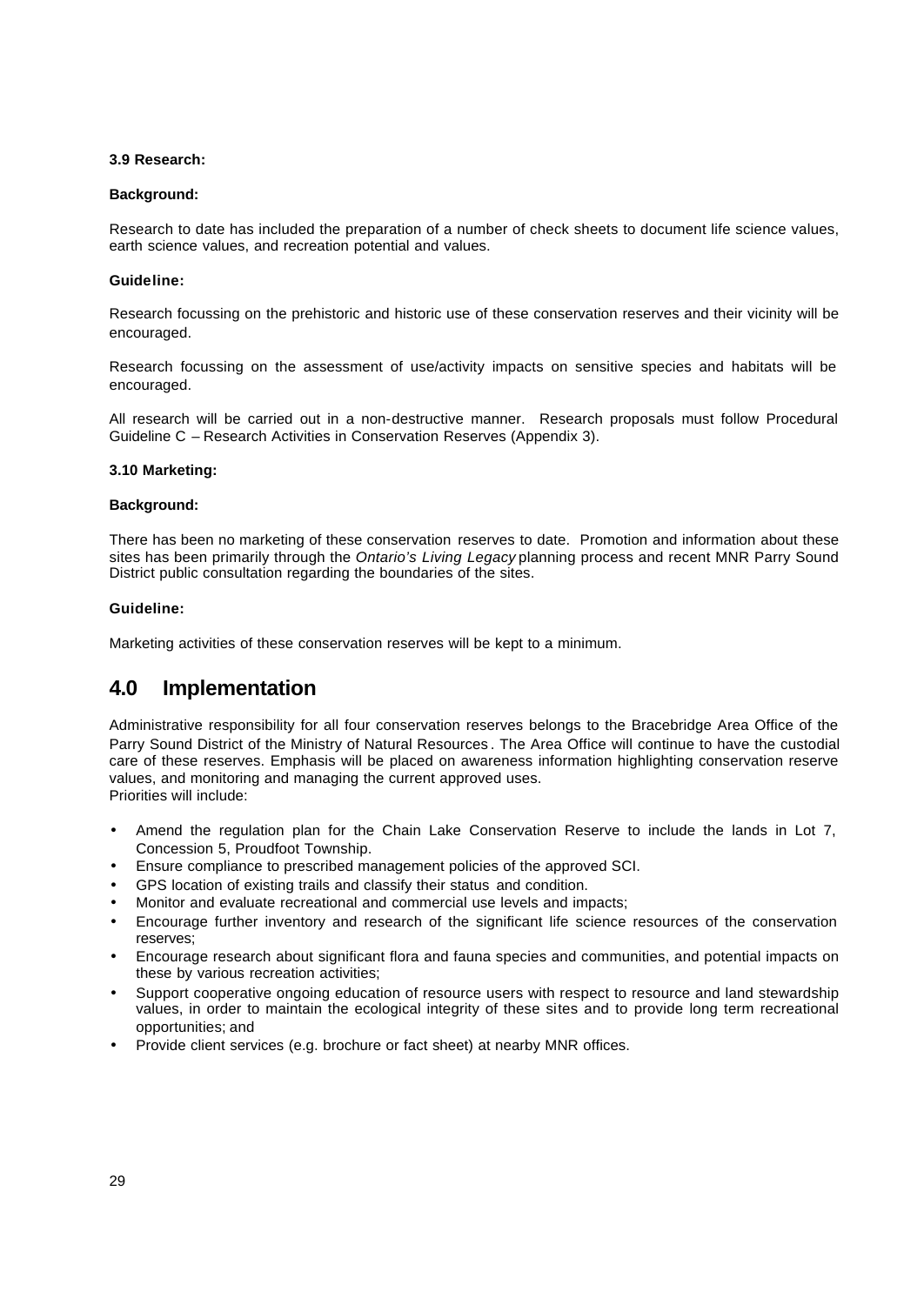**3.9 Research:**

**Background:**

Research to date has included the preparation of a number of check sheets to document life science values, earth science values, and recreation potential and values.

**Guideline:**

Research focussing on the prehistoric and historic use of these conservation reserves and their vicinity will be encouraged.

Research focussing on the assessment of use/activity impacts on sensitive species and habitats will be encouraged.

All research will be carried out in a non-destructive manner. Research proposals must follow Procedural Guideline C – Research Activities in Conservation Reserves (Appendix 3).

**3.10 Marketing:**

**Background:**

There has been no marketing of these conservation reserves to date. Promotion and information about these sites has been primarily through the *Ontario's Living Legacy* planning process and recent MNR Parry Sound District public consultation regarding the boundaries of the sites.

**Guideline:**

Marketing activities of these conservation reserves will be kept to a minimum.

## 4.0 Implementation

Administrative responsibility for all four conservation reserves belongs to the Bracebridge Area Office of the Parry Sound District of the Ministry of Natural Resources. The Area Office will continue to have the custodial care of these reserves. Emphasis will be placed on awareness information highlighting conservation reserve values, and monitoring and managing the current approved uses.
Priorities will include:

- Amend the regulation plan for the Chain Lake Conservation Reserve to include the lands in Lot 7, Concession 5, Proudfoot Township.
- Ensure compliance to prescribed management policies of the approved SCI.
- GPS location of existing trails and classify their status and condition.
- Monitor and evaluate recreational and commercial use levels and impacts;
- Encourage further inventory and research of the significant life science resources of the conservation reserves;
- Encourage research about significant flora and fauna species and communities, and potential impacts on these by various recreation activities;
- Support cooperative ongoing education of resource users with respect to resource and land stewardship values, in order to maintain the ecological integrity of these sites and to provide long term recreational opportunities; and
- Provide client services (e.g. brochure or fact sheet) at nearby MNR offices.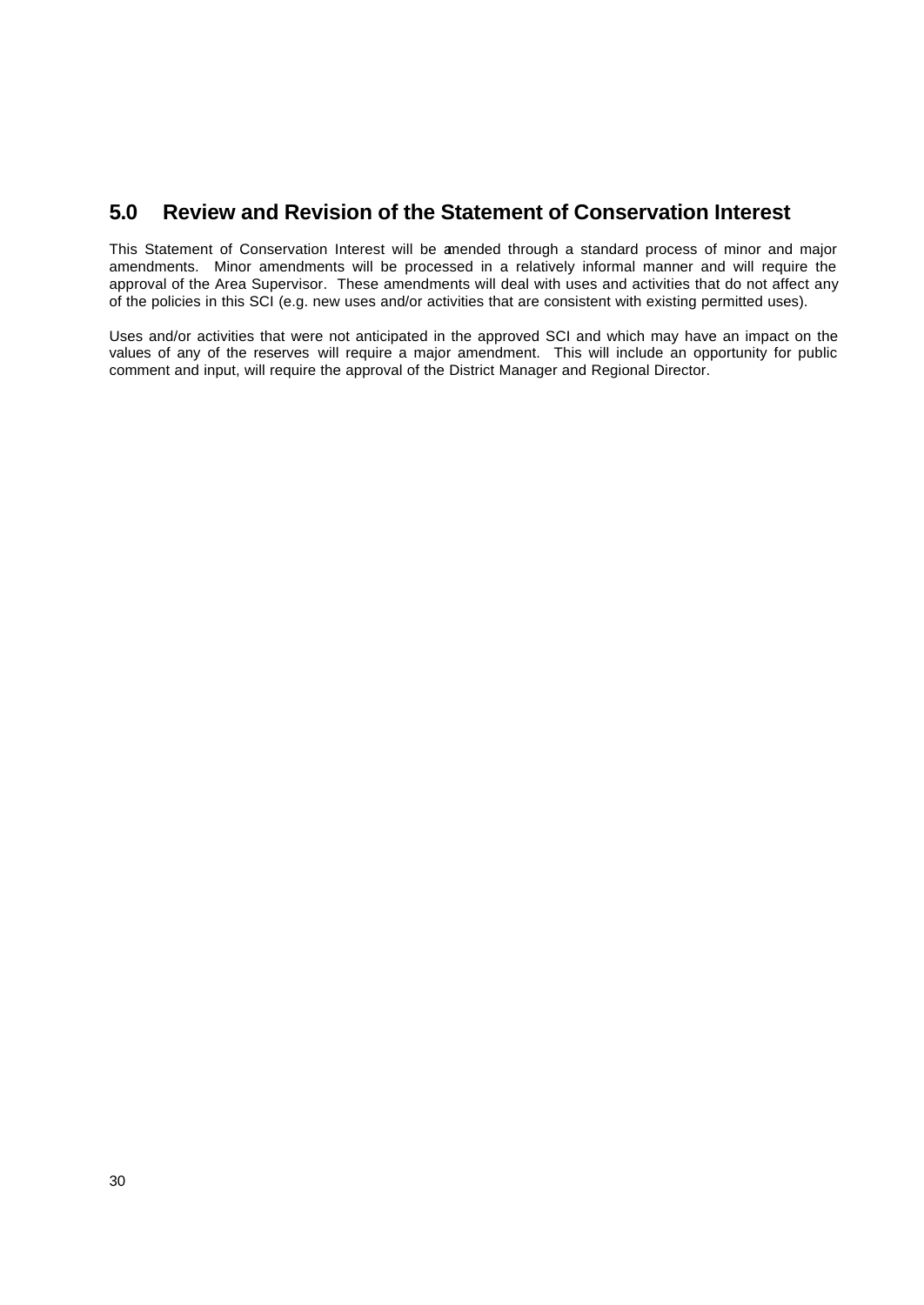## 5.0 Review and Revision of the Statement of Conservation Interest

This Statement of Conservation Interest will be amended through a standard process of minor and major amendments. Minor amendments will be processed in a relatively informal manner and will require the approval of the Area Supervisor. These amendments will deal with uses and activities that do not affect any of the policies in this SCI (e.g. new uses and/or activities that are consistent with existing permitted uses).

Uses and/or activities that were not anticipated in the approved SCI and which may have an impact on the values of any of the reserves will require a major amendment. This will include an opportunity for public comment and input, will require the approval of the District Manager and Regional Director.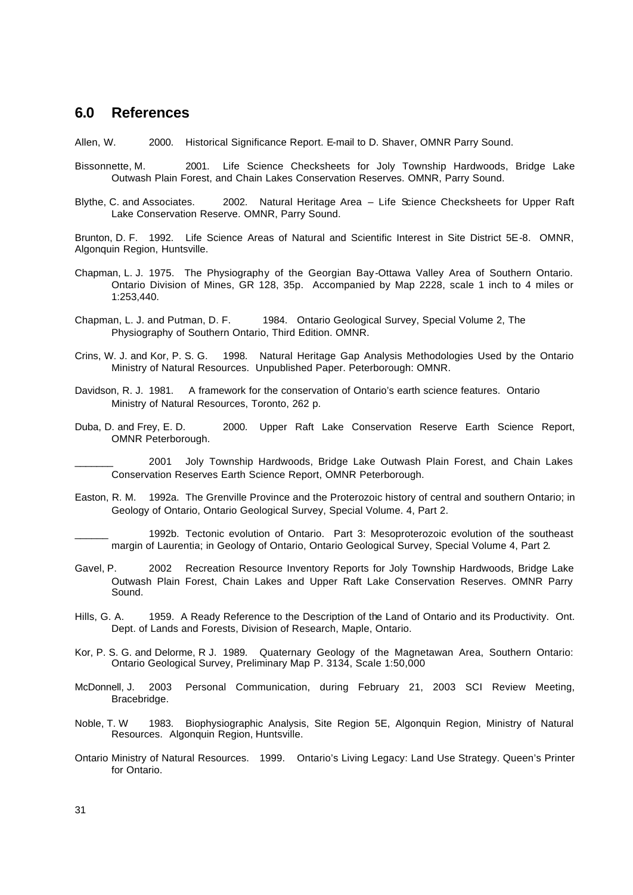## 6.0 References

Allen, W. 2000. Historical Significance Report. E-mail to D. Shaver, OMNR Parry Sound.

Bissonnette, M. 2001. Life Science Checksheets for Joly Township Hardwoods, Bridge Lake Outwash Plain Forest, and Chain Lakes Conservation Reserves. OMNR, Parry Sound.

Blythe, C. and Associates. 2002. Natural Heritage Area – Life Science Checksheets for Upper Raft Lake Conservation Reserve. OMNR, Parry Sound.

Brunton, D. F. 1992. Life Science Areas of Natural and Scientific Interest in Site District 5E-8. OMNR, Algonquin Region, Huntsville.

Chapman, L. J. 1975. The Physiography of the Georgian Bay-Ottawa Valley Area of Southern Ontario. Ontario Division of Mines, GR 128, 35p. Accompanied by Map 2228, scale 1 inch to 4 miles or 1:253,440.

Chapman, L. J. and Putman, D. F. 1984. Ontario Geological Survey, Special Volume 2, The Physiography of Southern Ontario, Third Edition. OMNR.

Crins, W. J. and Kor, P. S. G. 1998. Natural Heritage Gap Analysis Methodologies Used by the Ontario Ministry of Natural Resources. Unpublished Paper. Peterborough: OMNR.

Davidson, R. J. 1981. A framework for the conservation of Ontario's earth science features. Ontario Ministry of Natural Resources, Toronto, 262 p.

Duba, D. and Frey, E. D. 2000. Upper Raft Lake Conservation Reserve Earth Science Report, OMNR Peterborough.

_______ 2001 Joly Township Hardwoods, Bridge Lake Outwash Plain Forest, and Chain Lakes Conservation Reserves Earth Science Report, OMNR Peterborough.

Easton, R. M. 1992a. The Grenville Province and the Proterozoic history of central and southern Ontario; in Geology of Ontario, Ontario Geological Survey, Special Volume. 4, Part 2.

______ 1992b. Tectonic evolution of Ontario. Part 3: Mesoproterozoic evolution of the southeast margin of Laurentia; in Geology of Ontario, Ontario Geological Survey, Special Volume 4, Part 2.

Gavel, P. 2002 Recreation Resource Inventory Reports for Joly Township Hardwoods, Bridge Lake Outwash Plain Forest, Chain Lakes and Upper Raft Lake Conservation Reserves. OMNR Parry Sound.

Hills, G. A. 1959. A Ready Reference to the Description of the Land of Ontario and its Productivity. Ont. Dept. of Lands and Forests, Division of Research, Maple, Ontario.

Kor, P. S. G. and Delorme, R J. 1989. Quaternary Geology of the Magnetawan Area, Southern Ontario: Ontario Geological Survey, Preliminary Map P. 3134, Scale 1:50,000

McDonnell, J. 2003 Personal Communication, during February 21, 2003 SCI Review Meeting, Bracebridge.

Noble, T. W 1983. Biophysiographic Analysis, Site Region 5E, Algonquin Region, Ministry of Natural Resources. Algonquin Region, Huntsville.

Ontario Ministry of Natural Resources. 1999. Ontario's Living Legacy: Land Use Strategy. Queen's Printer for Ontario.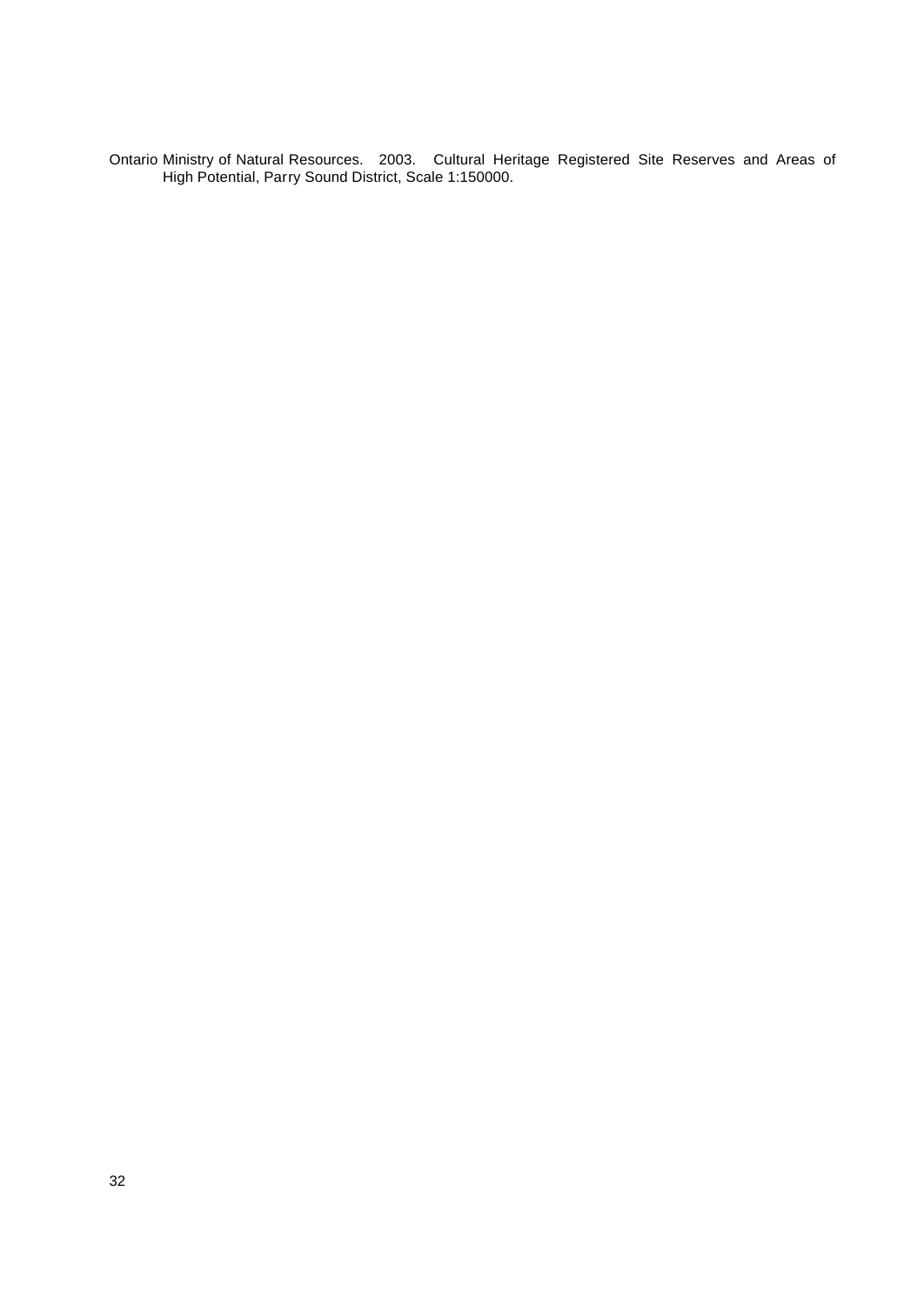Ontario Ministry of Natural Resources. 2003. Cultural Heritage Registered Site Reserves and Areas of High Potential, Parry Sound District, Scale 1:150000.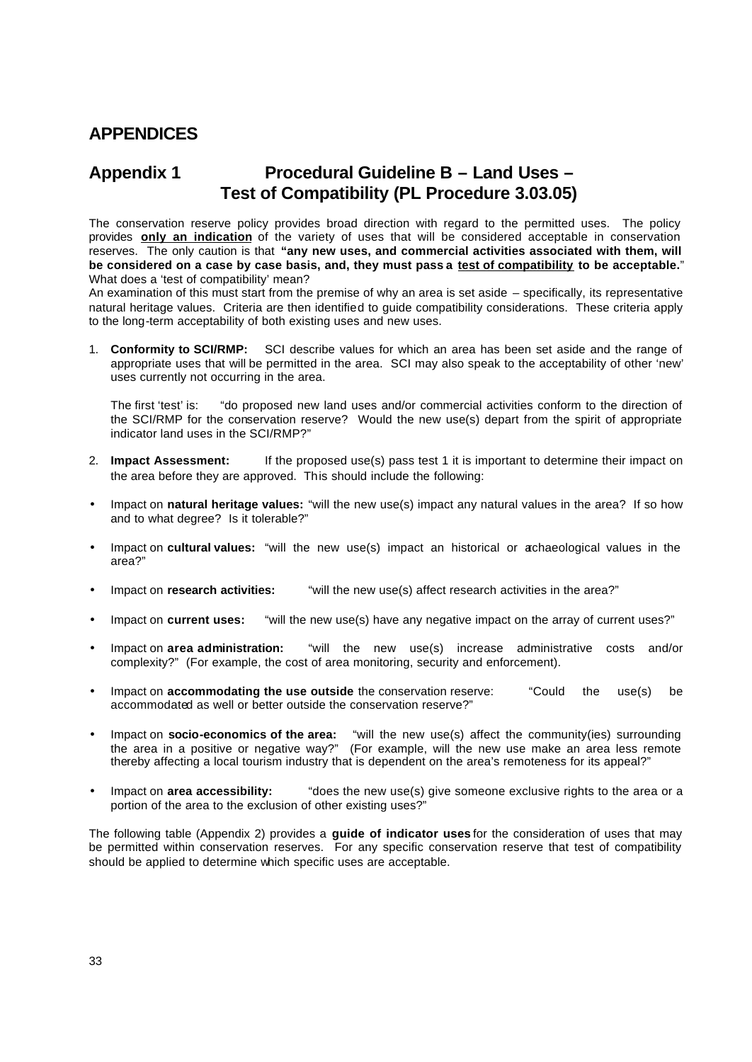## APPENDICES

## Appendix 1 Procedural Guideline B – Land Uses – Test of Compatibility (PL Procedure 3.03.05)

The conservation reserve policy provides broad direction with regard to the permitted uses. The policy provides **only an indication** of the variety of uses that will be considered acceptable in conservation reserves. The only caution is that **"any new uses, and commercial activities associated with them, will be considered on a case by case basis, and, they must pass a test of compatibility to be acceptable.**" What does a 'test of compatibility' mean?

An examination of this must start from the premise of why an area is set aside – specifically, its representative natural heritage values. Criteria are then identified to guide compatibility considerations. These criteria apply to the long-term acceptability of both existing uses and new uses.

1. **Conformity to SCI/RMP:** SCI describe values for which an area has been set aside and the range of appropriate uses that will be permitted in the area. SCI may also speak to the acceptability of other 'new' uses currently not occurring in the area.

   The first 'test' is: "do proposed new land uses and/or commercial activities conform to the direction of the SCI/RMP for the conservation reserve? Would the new use(s) depart from the spirit of appropriate indicator land uses in the SCI/RMP?"

2. **Impact Assessment:** If the proposed use(s) pass test 1 it is important to determine their impact on the area before they are approved. This should include the following:

- Impact on **natural heritage values:** "will the new use(s) impact any natural values in the area? If so how and to what degree? Is it tolerable?"
- Impact on **cultural values:** "will the new use(s) impact an historical or archaeological values in the area?"
- Impact on **research activities:** "will the new use(s) affect research activities in the area?"
- Impact on **current uses:** "will the new use(s) have any negative impact on the array of current uses?"
- Impact on **area administration:** "will the new use(s) increase administrative costs and/or complexity?" (For example, the cost of area monitoring, security and enforcement).
- Impact on **accommodating the use outside** the conservation reserve: "Could the use(s) be accommodated as well or better outside the conservation reserve?"
- Impact on **socio-economics of the area:** "will the new use(s) affect the community(ies) surrounding the area in a positive or negative way?" (For example, will the new use make an area less remote thereby affecting a local tourism industry that is dependent on the area's remoteness for its appeal?"
- Impact on **area accessibility:** "does the new use(s) give someone exclusive rights to the area or a portion of the area to the exclusion of other existing uses?"

The following table (Appendix 2) provides a **guide of indicator uses** for the consideration of uses that may be permitted within conservation reserves. For any specific conservation reserve that test of compatibility should be applied to determine which specific uses are acceptable.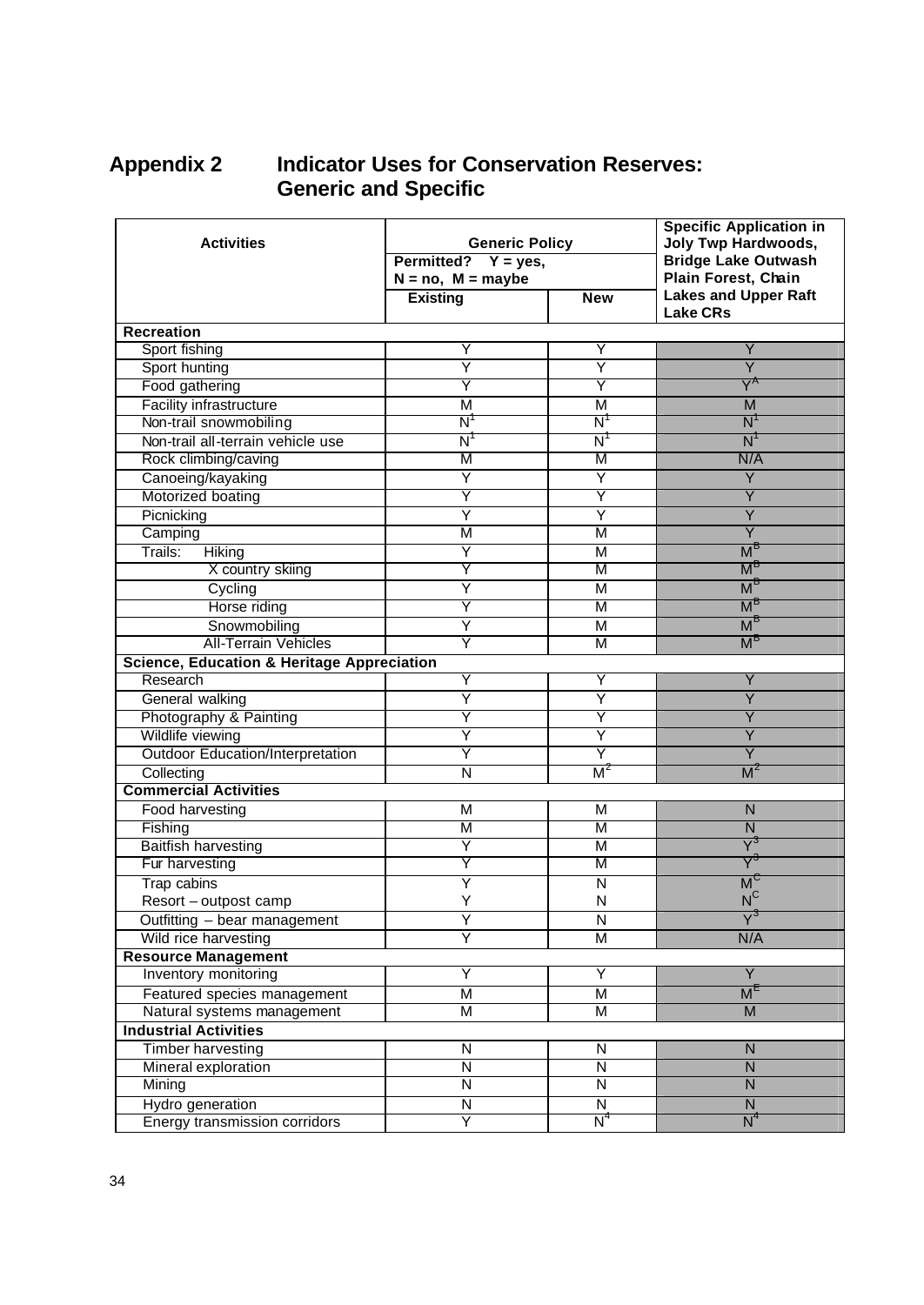# Appendix 2 Indicator Uses for Conservation Reserves: Generic and Specific

| Activities | Generic Policy Permitted? Y = yes, N = no, M = maybe | | Specific Application in Joly Twp Hardwoods, Bridge Lake Outwash Plain Forest, Chain Lakes and Upper Raft Lake CRs |
|---|---|---|---|
| | Existing | New | |
| **Recreation** | | | |
| Sport fishing | Y | Y | Y |
| Sport hunting | Y | Y | Y |
| Food gathering | Y | Y | Y[A] |
| Facility infrastructure | M | M | M |
| Non-trail snowmobiling | N[1] | N[1] | N[1] |
| Non-trail all-terrain vehicle use | N[1] | N[1] | N[1] |
| Rock climbing/caving | M | M | N/A |
| Canoeing/kayaking | Y | Y | Y |
| Motorized boating | Y | Y | Y |
| Picnicking | Y | Y | Y |
| Camping | M | M | Y |
| Trails: Hiking | Y | M | M[B] |
| X country skiing | Y | M | M[B] |
| Cycling | Y | M | M[B] |
| Horse riding | Y | M | M[B] |
| Snowmobiling | Y | M | M[B] |
| All-Terrain Vehicles | Y | M | M[B] |
| **Science, Education & Heritage Appreciation** | | | |
| Research | Y | Y | Y |
| General walking | Y | Y | Y |
| Photography & Painting | Y | Y | Y |
| Wildlife viewing | Y | Y | Y |
| Outdoor Education/Interpretation | Y | Y | Y |
| Collecting | N | M[2] | M[2] |
| **Commercial Activities** | | | |
| Food harvesting | M | M | N |
| Fishing | M | M | N |
| Baitfish harvesting | Y | M | Y[3] |
| Fur harvesting | Y | M | Y[3] |
| Trap cabins | Y | N | M[C] |
| Resort – outpost camp | Y | N | N[C] |
| Outfitting – bear management | Y | N | Y[3] |
| Wild rice harvesting | Y | M | N/A |
| **Resource Management** | | | |
| Inventory monitoring | Y | Y | Y |
| Featured species management | M | M | M[E] |
| Natural systems management | M | M | M |
| **Industrial Activities** | | | |
| Timber harvesting | N | N | N |
| Mineral exploration | N | N | N |
| Mining | N | N | N |
| Hydro generation | N | N | N |
| Energy transmission corridors | Y | N[4] | N[4] |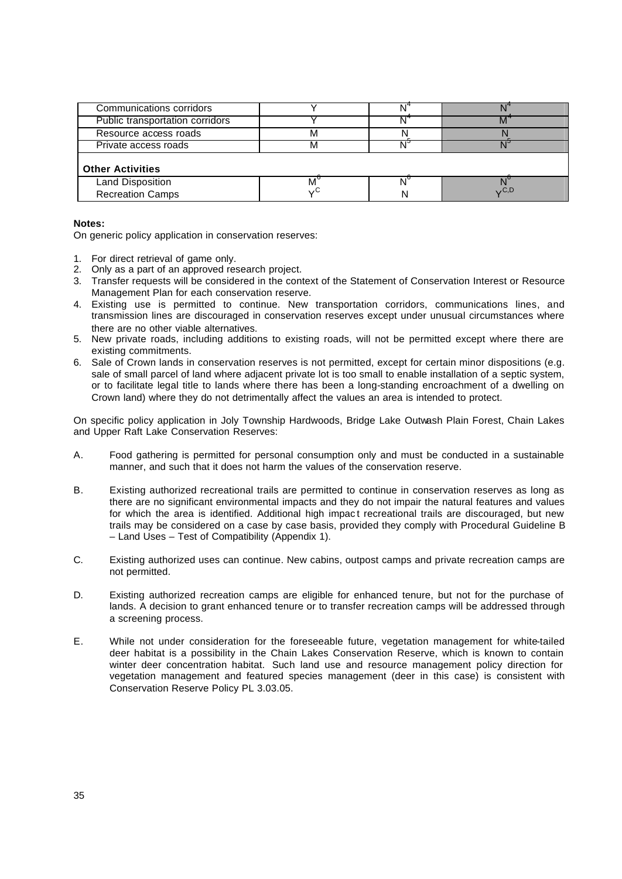| | | | |
|---|---|---|---|
| Communications corridors | Y | N[4] | N[4] |
| Public transportation corridors | Y | N[4] | M[4] |
| Resource access roads | M | N | N |
| Private access roads | M | N[5] | N[5] |
| **Other Activities** | | | |
| Land Disposition | M[6] | N[6] | N[6] |
| Recreation Camps | Y[C] | N | Y[C,D] |

**Notes:**

On generic policy application in conservation reserves:

1. For direct retrieval of game only.
2. Only as a part of an approved research project.
3. Transfer requests will be considered in the context of the Statement of Conservation Interest or Resource Management Plan for each conservation reserve.
4. Existing use is permitted to continue. New transportation corridors, communications lines, and transmission lines are discouraged in conservation reserves except under unusual circumstances where there are no other viable alternatives.
5. New private roads, including additions to existing roads, will not be permitted except where there are existing commitments.
6. Sale of Crown lands in conservation reserves is not permitted, except for certain minor dispositions (e.g. sale of small parcel of land where adjacent private lot is too small to enable installation of a septic system, or to facilitate legal title to lands where there has been a long-standing encroachment of a dwelling on Crown land) where they do not detrimentally affect the values an area is intended to protect.

On specific policy application in Joly Township Hardwoods, Bridge Lake Outwash Plain Forest, Chain Lakes and Upper Raft Lake Conservation Reserves:

A. Food gathering is permitted for personal consumption only and must be conducted in a sustainable manner, and such that it does not harm the values of the conservation reserve.

B. Existing authorized recreational trails are permitted to continue in conservation reserves as long as there are no significant environmental impacts and they do not impair the natural features and values for which the area is identified. Additional high impact recreational trails are discouraged, but new trails may be considered on a case by case basis, provided they comply with Procedural Guideline B – Land Uses – Test of Compatibility (Appendix 1).

C. Existing authorized uses can continue. New cabins, outpost camps and private recreation camps are not permitted.

D. Existing authorized recreation camps are eligible for enhanced tenure, but not for the purchase of lands. A decision to grant enhanced tenure or to transfer recreation camps will be addressed through a screening process.

E. While not under consideration for the foreseeable future, vegetation management for white-tailed deer habitat is a possibility in the Chain Lakes Conservation Reserve, which is known to contain winter deer concentration habitat. Such land use and resource management policy direction for vegetation management and featured species management (deer in this case) is consistent with Conservation Reserve Policy PL 3.03.05.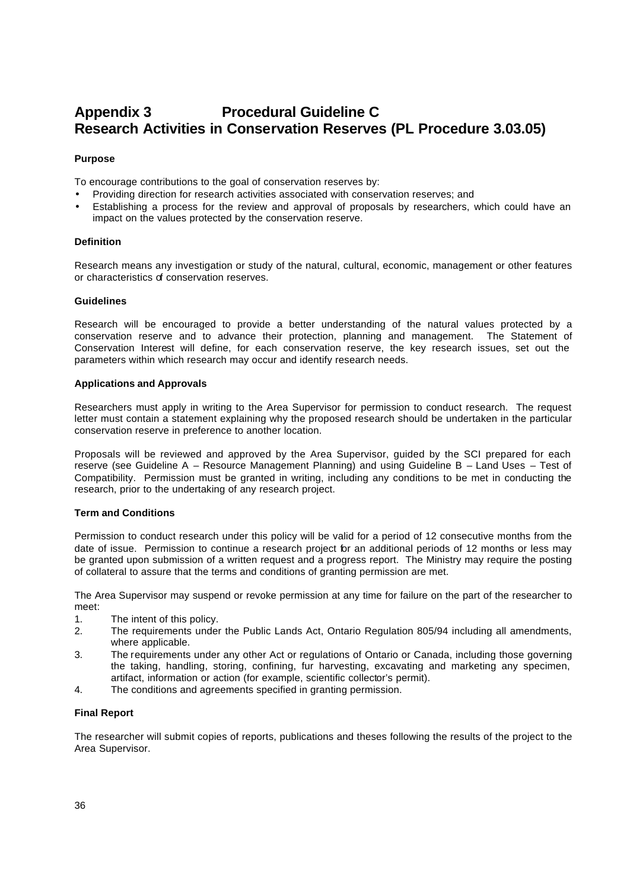# Appendix 3 Procedural Guideline C
# Research Activities in Conservation Reserves (PL Procedure 3.03.05)

**Purpose**

To encourage contributions to the goal of conservation reserves by:

- Providing direction for research activities associated with conservation reserves; and
- Establishing a process for the review and approval of proposals by researchers, which could have an impact on the values protected by the conservation reserve.

**Definition**

Research means any investigation or study of the natural, cultural, economic, management or other features or characteristics of conservation reserves.

**Guidelines**

Research will be encouraged to provide a better understanding of the natural values protected by a conservation reserve and to advance their protection, planning and management. The Statement of Conservation Interest will define, for each conservation reserve, the key research issues, set out the parameters within which research may occur and identify research needs.

**Applications and Approvals**

Researchers must apply in writing to the Area Supervisor for permission to conduct research. The request letter must contain a statement explaining why the proposed research should be undertaken in the particular conservation reserve in preference to another location.

Proposals will be reviewed and approved by the Area Supervisor, guided by the SCI prepared for each reserve (see Guideline A – Resource Management Planning) and using Guideline B – Land Uses – Test of Compatibility. Permission must be granted in writing, including any conditions to be met in conducting the research, prior to the undertaking of any research project.

**Term and Conditions**

Permission to conduct research under this policy will be valid for a period of 12 consecutive months from the date of issue. Permission to continue a research project for an additional periods of 12 months or less may be granted upon submission of a written request and a progress report. The Ministry may require the posting of collateral to assure that the terms and conditions of granting permission are met.

The Area Supervisor may suspend or revoke permission at any time for failure on the part of the researcher to meet:

1. The intent of this policy.
2. The requirements under the Public Lands Act, Ontario Regulation 805/94 including all amendments, where applicable.
3. The requirements under any other Act or regulations of Ontario or Canada, including those governing the taking, handling, storing, confining, fur harvesting, excavating and marketing any specimen, artifact, information or action (for example, scientific collector's permit).
4. The conditions and agreements specified in granting permission.

**Final Report**

The researcher will submit copies of reports, publications and theses following the results of the project to the Area Supervisor.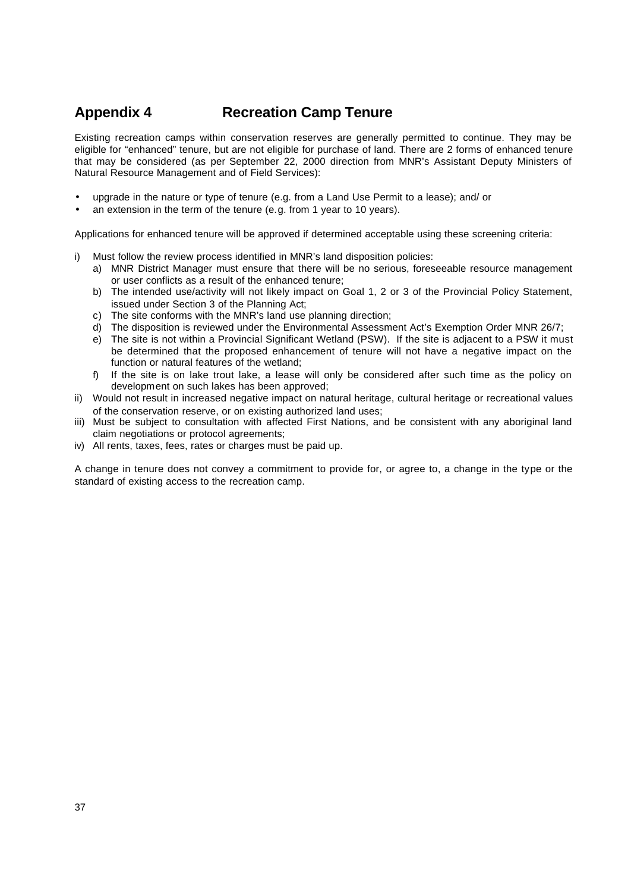# Appendix 4 Recreation Camp Tenure

Existing recreation camps within conservation reserves are generally permitted to continue. They may be eligible for "enhanced" tenure, but are not eligible for purchase of land. There are 2 forms of enhanced tenure that may be considered (as per September 22, 2000 direction from MNR's Assistant Deputy Ministers of Natural Resource Management and of Field Services):

- upgrade in the nature or type of tenure (e.g. from a Land Use Permit to a lease); and/ or
- an extension in the term of the tenure (e.g. from 1 year to 10 years).

Applications for enhanced tenure will be approved if determined acceptable using these screening criteria:

i) Must follow the review process identified in MNR's land disposition policies:
   a) MNR District Manager must ensure that there will be no serious, foreseeable resource management or user conflicts as a result of the enhanced tenure;
   b) The intended use/activity will not likely impact on Goal 1, 2 or 3 of the Provincial Policy Statement, issued under Section 3 of the Planning Act;
   c) The site conforms with the MNR's land use planning direction;
   d) The disposition is reviewed under the Environmental Assessment Act's Exemption Order MNR 26/7;
   e) The site is not within a Provincial Significant Wetland (PSW). If the site is adjacent to a PSW it must be determined that the proposed enhancement of tenure will not have a negative impact on the function or natural features of the wetland;
   f) If the site is on lake trout lake, a lease will only be considered after such time as the policy on development on such lakes has been approved;
ii) Would not result in increased negative impact on natural heritage, cultural heritage or recreational values of the conservation reserve, or on existing authorized land uses;
iii) Must be subject to consultation with affected First Nations, and be consistent with any aboriginal land claim negotiations or protocol agreements;
iv) All rents, taxes, fees, rates or charges must be paid up.

A change in tenure does not convey a commitment to provide for, or agree to, a change in the type or the standard of existing access to the recreation camp.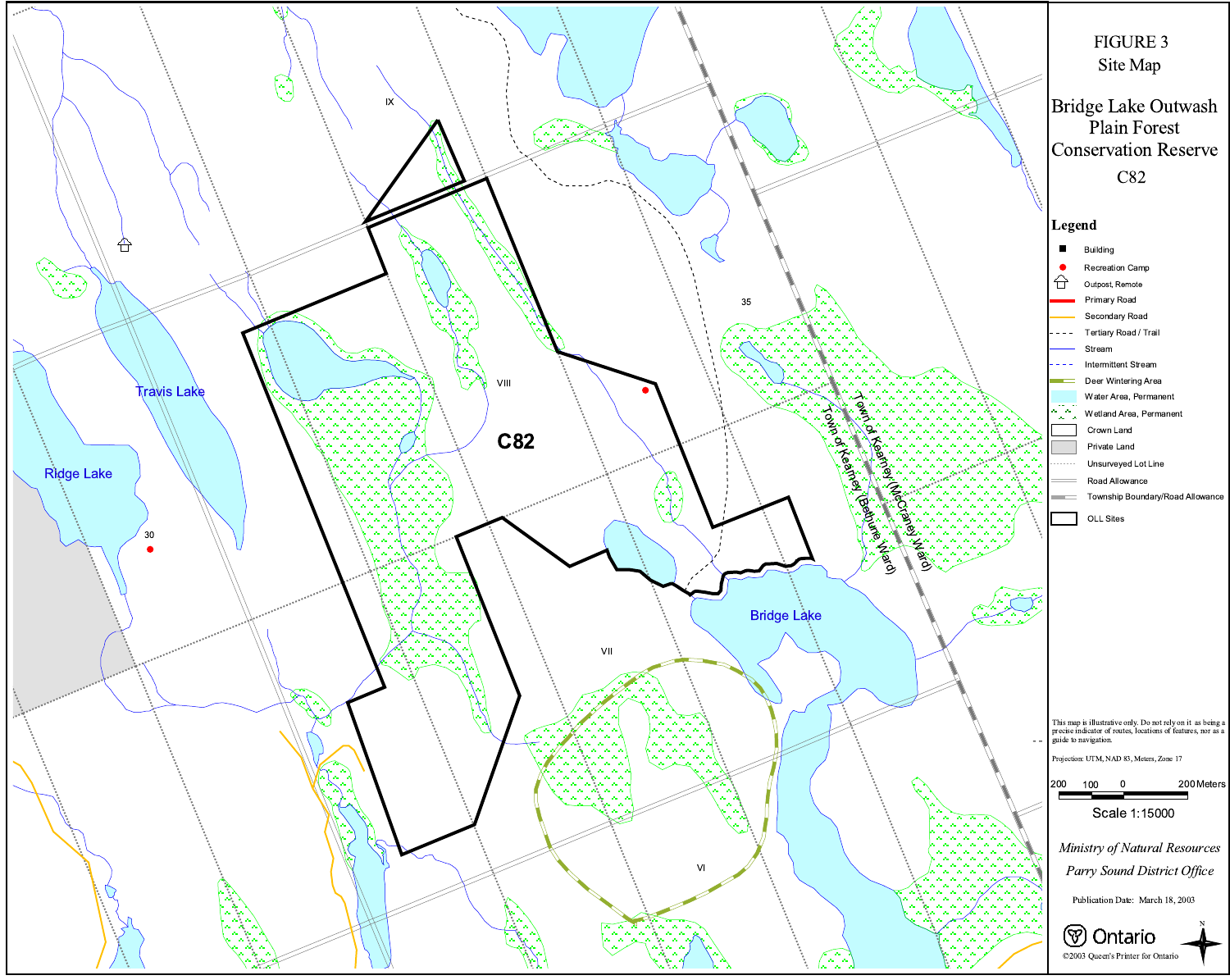FIGURE 3
Site Map

Bridge Lake Outwash Plain Forest Conservation Reserve

C82

**Legend**

- Building
- Recreation Camp
- Outpost, Remote
- Primary Road
- Secondary Road
- Tertiary Road / Trail
- Stream
- Intermittent Stream
- Deer Wintering Area
- Water Area, Permanent
- Wetland Area, Permanent
- Crown Land
- Private Land
- Unsurveyed Lot Line
- Road Allowance
- Township Boundary/Road Allowance
- OLL Sites

This map is illustrative only. Do not rely on it as being a precise indicator of routes, locations of features, nor as a guide to navigation.

Projection: UTM, NAD 83, Meters, Zone 17

200 100 0 200 Meters

Scale 1:15000

*Ministry of Natural Resources*
*Parry Sound District Office*

Publication Date: March 18, 2003

Ontario

©2003 Queen's Printer for Ontario

Travis Lake
Ridge Lake
Bridge Lake
C82
IX
VIII
VII
VI
30
35
Town of Kearney (McCraney Ward)
Town of Kearney (Bethune Ward)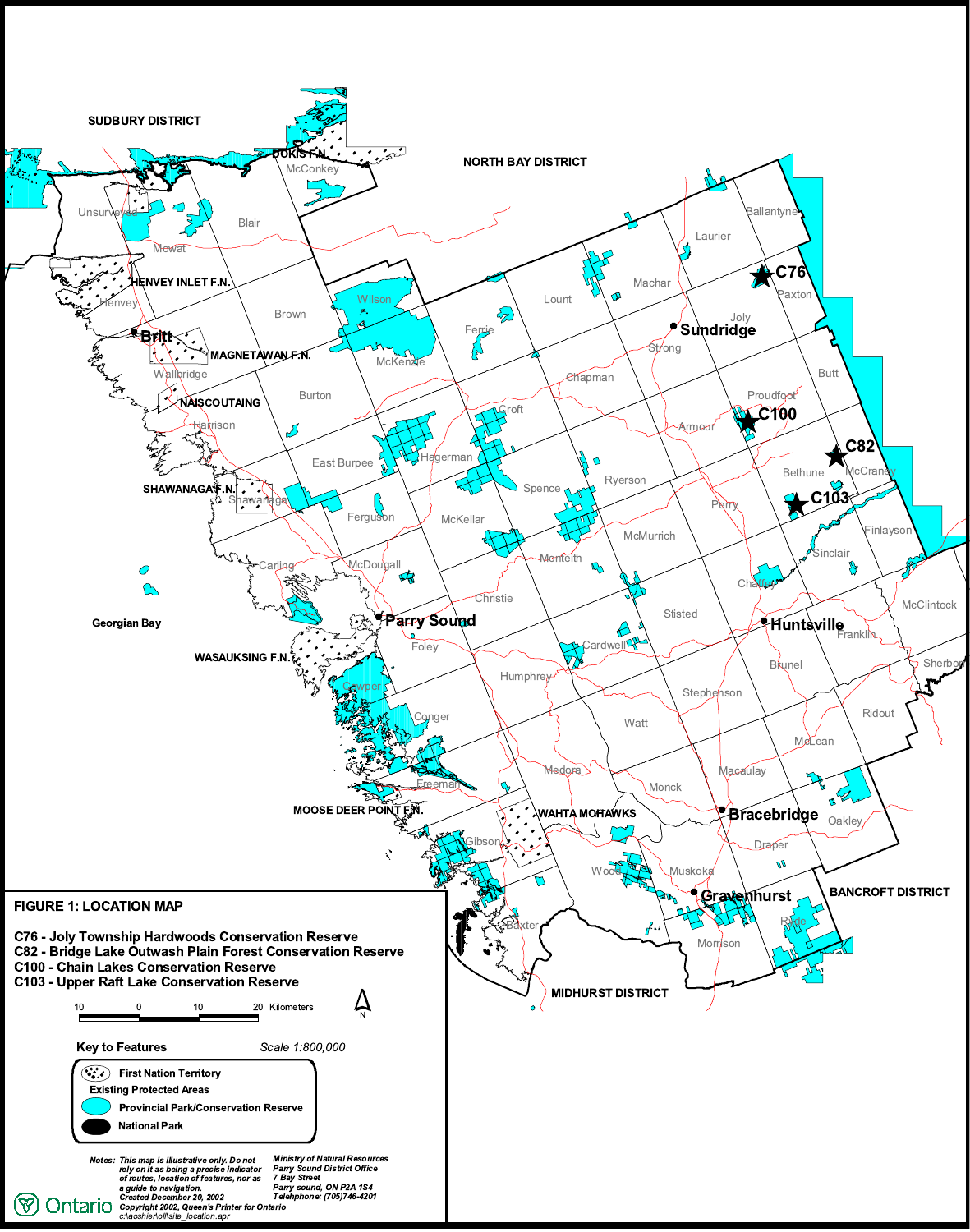# FIGURE 1: LOCATION MAP

C76 - Joly Township Hardwoods Conservation Reserve
C82 - Bridge Lake Outwash Plain Forest Conservation Reserve
C100 - Chain Lakes Conservation Reserve
C103 - Upper Raft Lake Conservation Reserve

10 0 10 20 Kilometers

N

Scale 1:800,000

**Key to Features**

First Nation Territory

Existing Protected Areas

Provincial Park/Conservation Reserve

National Park

*Notes: This map is illustrative only. Do not rely on it as being a precise indicator of routes, location of features, nor as a guide to navigation.*
*Created December 20, 2002*
*Copyright 2002, Queen's Printer for Ontario*
*c:\aoshier\oll\site_location.apr*

*Ministry of Natural Resources*
*Parry Sound District Office*
*7 Bay Street*
*Parry sound, ON P2A 1S4*
*Telephone: (705)746-4201*

Ontario

SUDBURY DISTRICT
NORTH BAY DISTRICT
BANCROFT DISTRICT
MIDHURST DISTRICT
Georgian Bay
DOKIS F.N.
HENVEY INLET F.N.
MAGNETAWAN F.N.
NAISCOUTAING
SHAWANAGA F.N.
WASAUKSING F.N.
MOOSE DEER POINT F.N.
WAHTA MOHAWKS
Britt
Sundridge
Parry Sound
Huntsville
Bracebridge
Gravenhurst
C76
C100
C82
C103
McConkey
Unsurveyed
Blair
Mowat
Henvey
Brown
Wilson
Ballantyne
Laurier
Machar
Lount
Paxton
Joly
Ferrie
Strong
McKenzie
Wallbridge
Burton
Chapman
Butt
Proudfoot
Croft
Armour
Harrison
Hagerman
East Burpee
Bethune
McCraney
Ryerson
Spence
Shawanaga
Ferguson
McKellar
Perry
Finlayson
McMurrich
Monteith
Sinclair
Carling
McDougall
Chaffey
Christie
McClintock
Stisted
Foley
Franklin
Cardwell
Brunel
Sherborne
Cowper
Humphrey
Stephenson
Conger
Ridout
Watt
McLean
Medora
Macaulay
Freeman
Monck
Oakley
Gibson
Draper
Wood
Muskoka
Ryde
Baxter
Morrison